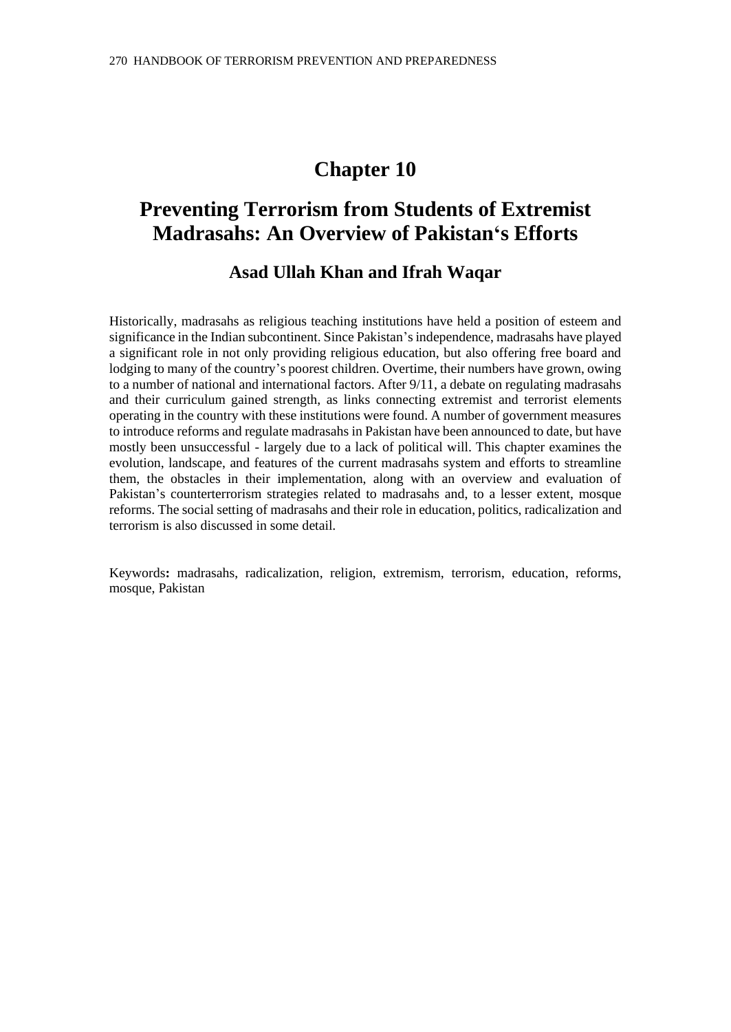# Chapter 10

## Preventing Terrorism from Students of Extremist Madrasahs: An Overview of Pakistan's Efforts

### Asad Ullah Khan and Ifrah Waqar

Historically, madrasahs as religious teaching institutions have held a position of esteem and significance in the Indian subcontinent. Since Pakistan's independence, madrasahs have played a significant role in not only providing religious education, but also offering free board and lodging to many of the country's poorest children. Overtime, their numbers have grown, owing to a number of national and international factors. After 9/11, a debate on regulating madrasahs and their curriculum gained strength, as links connecting extremist and terrorist elements operating in the country with these institutions were found. A number of government measures to introduce reforms and regulate madrasahs in Pakistan have been announced to date, but have mostly been unsuccessful - largely due to a lack of political will. This chapter examines the evolution, landscape, and features of the current madrasahs system and efforts to streamline them, the obstacles in their implementation, along with an overview and evaluation of Pakistan's counterterrorism strategies related to madrasahs and, to a lesser extent, mosque reforms. The social setting of madrasahs and their role in education, politics, radicalization and terrorism is also discussed in some detail.

Keywords**:** madrasahs, radicalization, religion, extremism, terrorism, education, reforms, mosque, Pakistan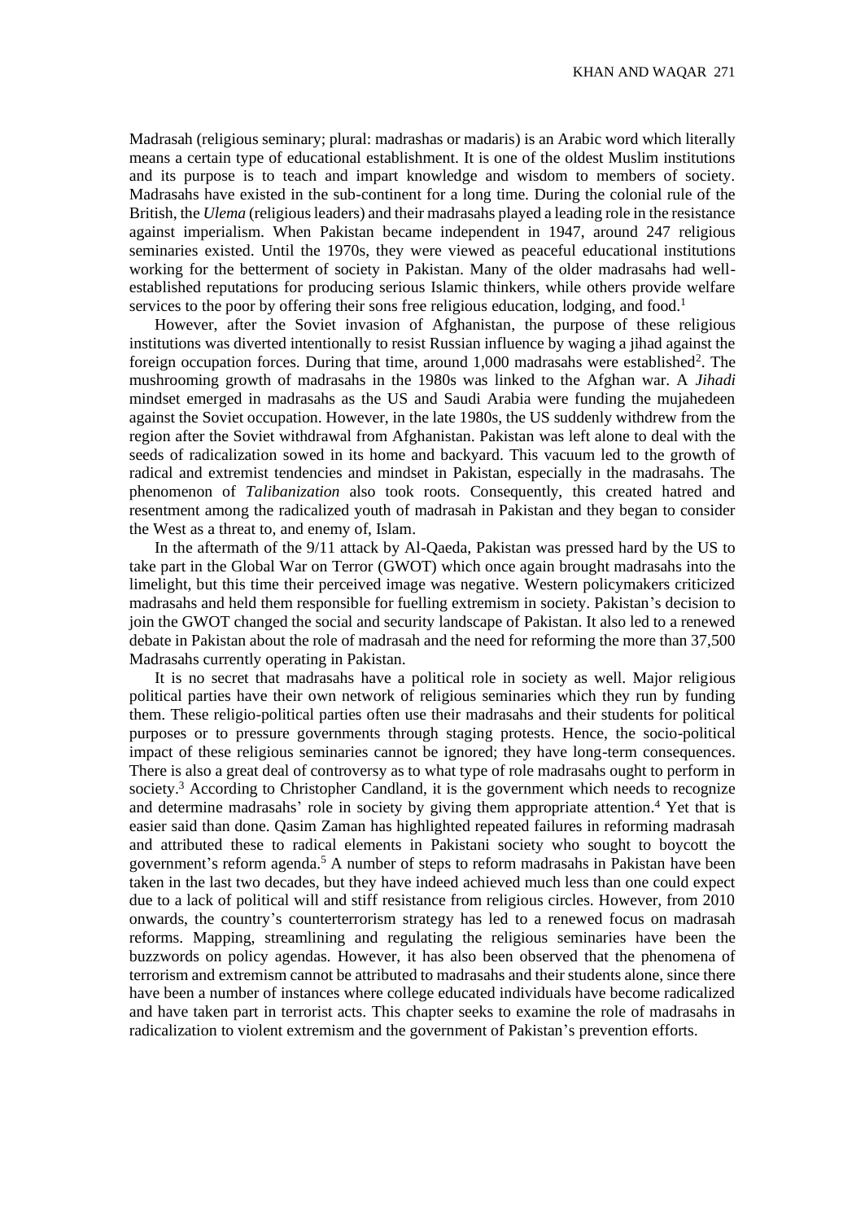Madrasah (religious seminary; plural: madrashas or madaris) is an Arabic word which literally means a certain type of educational establishment. It is one of the oldest Muslim institutions and its purpose is to teach and impart knowledge and wisdom to members of society. Madrasahs have existed in the sub-continent for a long time. During the colonial rule of the British, the *Ulema* (religious leaders) and their madrasahs played a leading role in the resistance against imperialism. When Pakistan became independent in 1947, around 247 religious seminaries existed. Until the 1970s, they were viewed as peaceful educational institutions working for the betterment of society in Pakistan. Many of the older madrasahs had well-established reputations for producing serious Islamic thinkers, while others provide welfare services to the poor by offering their sons free religious education, lodging, and food.[1]

However, after the Soviet invasion of Afghanistan, the purpose of these religious institutions was diverted intentionally to resist Russian influence by waging a jihad against the foreign occupation forces. During that time, around 1,000 madrasahs were established[2]. The mushrooming growth of madrasahs in the 1980s was linked to the Afghan war. A *Jihadi* mindset emerged in madrasahs as the US and Saudi Arabia were funding the mujahedeen against the Soviet occupation. However, in the late 1980s, the US suddenly withdrew from the region after the Soviet withdrawal from Afghanistan. Pakistan was left alone to deal with the seeds of radicalization sowed in its home and backyard. This vacuum led to the growth of radical and extremist tendencies and mindset in Pakistan, especially in the madrasahs. The phenomenon of *Talibanization* also took roots. Consequently, this created hatred and resentment among the radicalized youth of madrasah in Pakistan and they began to consider the West as a threat to, and enemy of, Islam.

In the aftermath of the 9/11 attack by Al-Qaeda, Pakistan was pressed hard by the US to take part in the Global War on Terror (GWOT) which once again brought madrasahs into the limelight, but this time their perceived image was negative. Western policymakers criticized madrasahs and held them responsible for fuelling extremism in society. Pakistan's decision to join the GWOT changed the social and security landscape of Pakistan. It also led to a renewed debate in Pakistan about the role of madrasah and the need for reforming the more than 37,500 Madrasahs currently operating in Pakistan.

It is no secret that madrasahs have a political role in society as well. Major religious political parties have their own network of religious seminaries which they run by funding them. These religio-political parties often use their madrasahs and their students for political purposes or to pressure governments through staging protests. Hence, the socio-political impact of these religious seminaries cannot be ignored; they have long-term consequences. There is also a great deal of controversy as to what type of role madrasahs ought to perform in society.[3] According to Christopher Candland, it is the government which needs to recognize and determine madrasahs' role in society by giving them appropriate attention.[4] Yet that is easier said than done. Qasim Zaman has highlighted repeated failures in reforming madrasah and attributed these to radical elements in Pakistani society who sought to boycott the government's reform agenda.[5] A number of steps to reform madrasahs in Pakistan have been taken in the last two decades, but they have indeed achieved much less than one could expect due to a lack of political will and stiff resistance from religious circles. However, from 2010 onwards, the country's counterterrorism strategy has led to a renewed focus on madrasah reforms. Mapping, streamlining and regulating the religious seminaries have been the buzzwords on policy agendas. However, it has also been observed that the phenomena of terrorism and extremism cannot be attributed to madrasahs and their students alone, since there have been a number of instances where college educated individuals have become radicalized and have taken part in terrorist acts. This chapter seeks to examine the role of madrasahs in radicalization to violent extremism and the government of Pakistan's prevention efforts.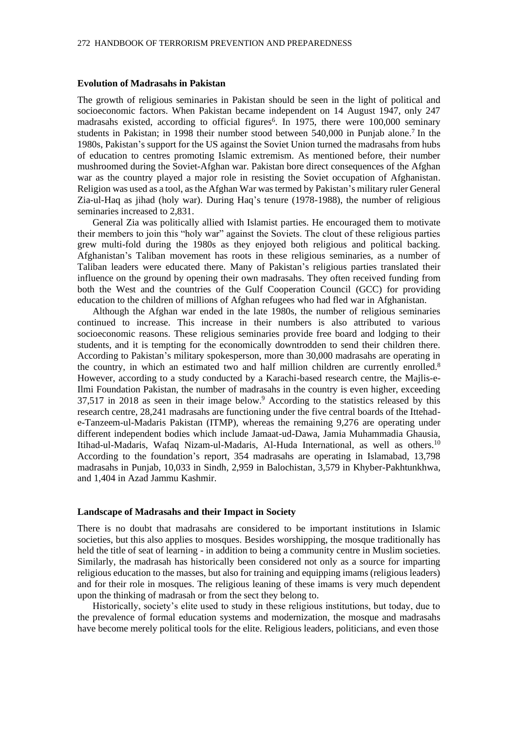### Evolution of Madrasahs in Pakistan

The growth of religious seminaries in Pakistan should be seen in the light of political and socioeconomic factors. When Pakistan became independent on 14 August 1947, only 247 madrasahs existed, according to official figures[6]. In 1975, there were 100,000 seminary students in Pakistan; in 1998 their number stood between 540,000 in Punjab alone.[7] In the 1980s, Pakistan's support for the US against the Soviet Union turned the madrasahs from hubs of education to centres promoting Islamic extremism. As mentioned before, their number mushroomed during the Soviet-Afghan war. Pakistan bore direct consequences of the Afghan war as the country played a major role in resisting the Soviet occupation of Afghanistan. Religion was used as a tool, as the Afghan War was termed by Pakistan's military ruler General Zia-ul-Haq as jihad (holy war). During Haq's tenure (1978-1988), the number of religious seminaries increased to 2,831.

General Zia was politically allied with Islamist parties. He encouraged them to motivate their members to join this "holy war" against the Soviets. The clout of these religious parties grew multi-fold during the 1980s as they enjoyed both religious and political backing. Afghanistan's Taliban movement has roots in these religious seminaries, as a number of Taliban leaders were educated there. Many of Pakistan's religious parties translated their influence on the ground by opening their own madrasahs. They often received funding from both the West and the countries of the Gulf Cooperation Council (GCC) for providing education to the children of millions of Afghan refugees who had fled war in Afghanistan.

Although the Afghan war ended in the late 1980s, the number of religious seminaries continued to increase. This increase in their numbers is also attributed to various socioeconomic reasons. These religious seminaries provide free board and lodging to their students, and it is tempting for the economically downtrodden to send their children there. According to Pakistan's military spokesperson, more than 30,000 madrasahs are operating in the country, in which an estimated two and half million children are currently enrolled.[8] However, according to a study conducted by a Karachi-based research centre, the Majlis-e-Ilmi Foundation Pakistan, the number of madrasahs in the country is even higher, exceeding 37,517 in 2018 as seen in their image below.[9] According to the statistics released by this research centre, 28,241 madrasahs are functioning under the five central boards of the Ittehad-e-Tanzeem-ul-Madaris Pakistan (ITMP), whereas the remaining 9,276 are operating under different independent bodies which include Jamaat-ud-Dawa, Jamia Muhammadia Ghausia, Itihad-ul-Madaris, Wafaq Nizam-ul-Madaris, Al-Huda International, as well as others.[10] According to the foundation's report, 354 madrasahs are operating in Islamabad, 13,798 madrasahs in Punjab, 10,033 in Sindh, 2,959 in Balochistan, 3,579 in Khyber-Pakhtunkhwa, and 1,404 in Azad Jammu Kashmir.

### Landscape of Madrasahs and their Impact in Society

There is no doubt that madrasahs are considered to be important institutions in Islamic societies, but this also applies to mosques. Besides worshipping, the mosque traditionally has held the title of seat of learning - in addition to being a community centre in Muslim societies. Similarly, the madrasah has historically been considered not only as a source for imparting religious education to the masses, but also for training and equipping imams (religious leaders) and for their role in mosques. The religious leaning of these imams is very much dependent upon the thinking of madrasah or from the sect they belong to.

Historically, society's elite used to study in these religious institutions, but today, due to the prevalence of formal education systems and modernization, the mosque and madrasahs have become merely political tools for the elite. Religious leaders, politicians, and even those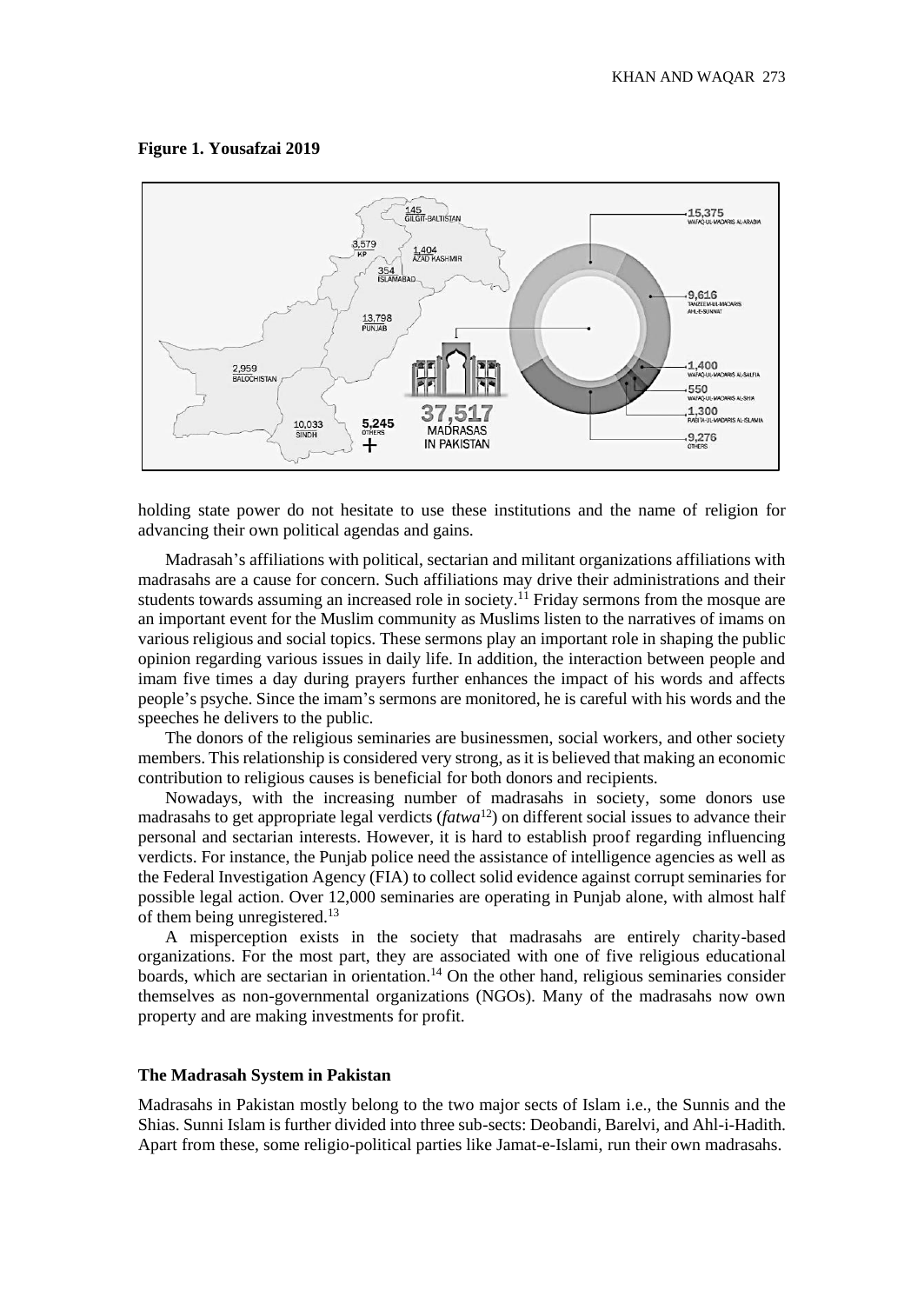**Figure 1. Yousafzai 2019**

145
GILGIT-BALTISTAN

3,579
KP

1,404
AZAD KASHMIR

354
ISLAMABAD

13,798
PUNJAB

2,959
BALOCHISTAN

10,033
SINDH

5,245
OTHERS

37,517
MADRASAS
IN PAKISTAN

15,375
WAFAQ-UL-MADARIS AL-ARABIA

9,616
TANZEEM-UL-MADARIS
AHL-E-SUNNAT

1,400
WAFAQ-UL-MADARIS AL-SALFIA

550
WAFAQ-UL-MADARIS AL-SHIA

1,300
RABTA-UL-MADARIS AL-ISLAMIA

9,276
OTHERS

holding state power do not hesitate to use these institutions and the name of religion for advancing their own political agendas and gains.

Madrasah's affiliations with political, sectarian and militant organizations affiliations with madrasahs are a cause for concern. Such affiliations may drive their administrations and their students towards assuming an increased role in society.[11] Friday sermons from the mosque are an important event for the Muslim community as Muslims listen to the narratives of imams on various religious and social topics. These sermons play an important role in shaping the public opinion regarding various issues in daily life. In addition, the interaction between people and imam five times a day during prayers further enhances the impact of his words and affects people's psyche. Since the imam's sermons are monitored, he is careful with his words and the speeches he delivers to the public.

The donors of the religious seminaries are businessmen, social workers, and other society members. This relationship is considered very strong, as it is believed that making an economic contribution to religious causes is beneficial for both donors and recipients.

Nowadays, with the increasing number of madrasahs in society, some donors use madrasahs to get appropriate legal verdicts (*fatwa*[12]) on different social issues to advance their personal and sectarian interests. However, it is hard to establish proof regarding influencing verdicts. For instance, the Punjab police need the assistance of intelligence agencies as well as the Federal Investigation Agency (FIA) to collect solid evidence against corrupt seminaries for possible legal action. Over 12,000 seminaries are operating in Punjab alone, with almost half of them being unregistered.[13]

A misperception exists in the society that madrasahs are entirely charity-based organizations. For the most part, they are associated with one of five religious educational boards, which are sectarian in orientation.[14] On the other hand, religious seminaries consider themselves as non-governmental organizations (NGOs). Many of the madrasahs now own property and are making investments for profit.

### The Madrasah System in Pakistan

Madrasahs in Pakistan mostly belong to the two major sects of Islam i.e., the Sunnis and the Shias. Sunni Islam is further divided into three sub-sects: Deobandi, Barelvi, and Ahl-i-Hadith. Apart from these, some religio-political parties like Jamat-e-Islami, run their own madrasahs.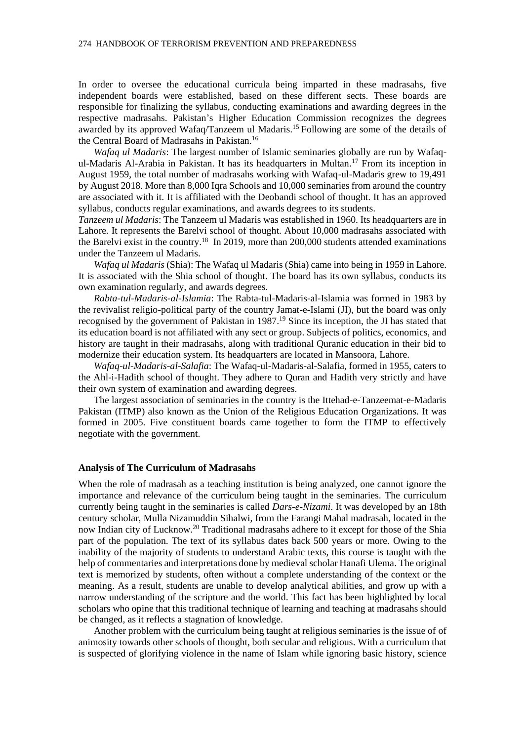In order to oversee the educational curricula being imparted in these madrasahs, five independent boards were established, based on these different sects. These boards are responsible for finalizing the syllabus, conducting examinations and awarding degrees in the respective madrasahs. Pakistan's Higher Education Commission recognizes the degrees awarded by its approved Wafaq/Tanzeem ul Madaris.[15] Following are some of the details of the Central Board of Madrasahs in Pakistan.[16]

*Wafaq ul Madaris*: The largest number of Islamic seminaries globally are run by Wafaq-ul-Madaris Al-Arabia in Pakistan. It has its headquarters in Multan.[17] From its inception in August 1959, the total number of madrasahs working with Wafaq-ul-Madaris grew to 19,491 by August 2018. More than 8,000 Iqra Schools and 10,000 seminaries from around the country are associated with it. It is affiliated with the Deobandi school of thought. It has an approved syllabus, conducts regular examinations, and awards degrees to its students.

*Tanzeem ul Madaris*: The Tanzeem ul Madaris was established in 1960. Its headquarters are in Lahore. It represents the Barelvi school of thought. About 10,000 madrasahs associated with the Barelvi exist in the country.[18] In 2019, more than 200,000 students attended examinations under the Tanzeem ul Madaris.

*Wafaq ul Madaris* (Shia): The Wafaq ul Madaris (Shia) came into being in 1959 in Lahore. It is associated with the Shia school of thought. The board has its own syllabus, conducts its own examination regularly, and awards degrees.

*Rabta-tul-Madaris-al-Islamia*: The Rabta-tul-Madaris-al-Islamia was formed in 1983 by the revivalist religio-political party of the country Jamat-e-Islami (JI), but the board was only recognised by the government of Pakistan in 1987.[19] Since its inception, the JI has stated that its education board is not affiliated with any sect or group. Subjects of politics, economics, and history are taught in their madrasahs, along with traditional Quranic education in their bid to modernize their education system. Its headquarters are located in Mansoora, Lahore.

*Wafaq-ul-Madaris-al-Salafia*: The Wafaq-ul-Madaris-al-Salafia, formed in 1955, caters to the Ahl-i-Hadith school of thought. They adhere to Quran and Hadith very strictly and have their own system of examination and awarding degrees.

The largest association of seminaries in the country is the Ittehad-e-Tanzeemat-e-Madaris Pakistan (ITMP) also known as the Union of the Religious Education Organizations. It was formed in 2005. Five constituent boards came together to form the ITMP to effectively negotiate with the government.

### Analysis of The Curriculum of Madrasahs

When the role of madrasah as a teaching institution is being analyzed, one cannot ignore the importance and relevance of the curriculum being taught in the seminaries. The curriculum currently being taught in the seminaries is called *Dars-e-Nizami*. It was developed by an 18th century scholar, Mulla Nizamuddin Sihalwi, from the Farangi Mahal madrasah, located in the now Indian city of Lucknow.[20] Traditional madrasahs adhere to it except for those of the Shia part of the population. The text of its syllabus dates back 500 years or more. Owing to the inability of the majority of students to understand Arabic texts, this course is taught with the help of commentaries and interpretations done by medieval scholar Hanafi Ulema. The original text is memorized by students, often without a complete understanding of the context or the meaning. As a result, students are unable to develop analytical abilities, and grow up with a narrow understanding of the scripture and the world. This fact has been highlighted by local scholars who opine that this traditional technique of learning and teaching at madrasahs should be changed, as it reflects a stagnation of knowledge.

Another problem with the curriculum being taught at religious seminaries is the issue of of animosity towards other schools of thought, both secular and religious. With a curriculum that is suspected of glorifying violence in the name of Islam while ignoring basic history, science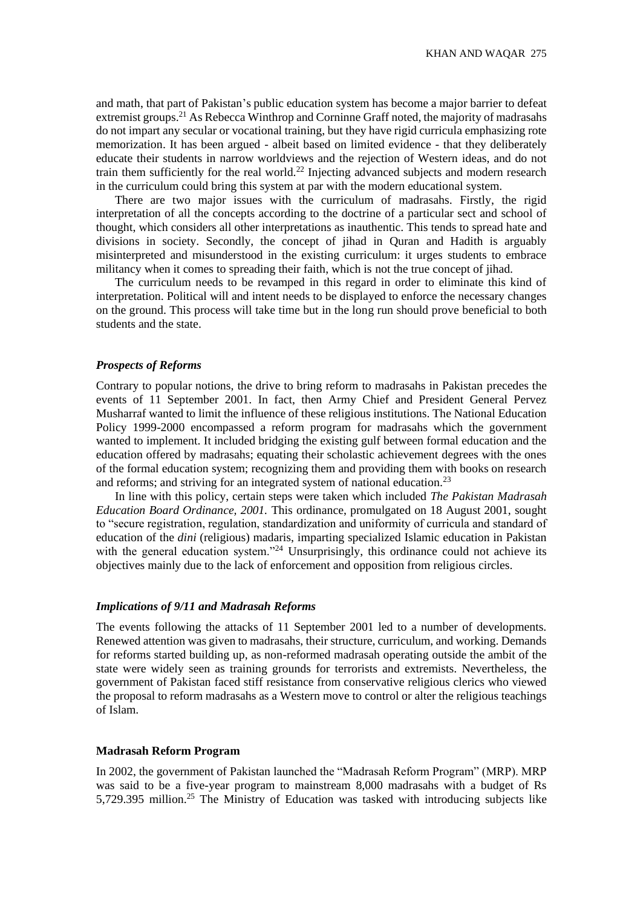and math, that part of Pakistan's public education system has become a major barrier to defeat extremist groups.[21] As Rebecca Winthrop and Corninne Graff noted, the majority of madrasahs do not impart any secular or vocational training, but they have rigid curricula emphasizing rote memorization. It has been argued - albeit based on limited evidence - that they deliberately educate their students in narrow worldviews and the rejection of Western ideas, and do not train them sufficiently for the real world.[22] Injecting advanced subjects and modern research in the curriculum could bring this system at par with the modern educational system.

There are two major issues with the curriculum of madrasahs. Firstly, the rigid interpretation of all the concepts according to the doctrine of a particular sect and school of thought, which considers all other interpretations as inauthentic. This tends to spread hate and divisions in society. Secondly, the concept of jihad in Quran and Hadith is arguably misinterpreted and misunderstood in the existing curriculum: it urges students to embrace militancy when it comes to spreading their faith, which is not the true concept of jihad.

The curriculum needs to be revamped in this regard in order to eliminate this kind of interpretation. Political will and intent needs to be displayed to enforce the necessary changes on the ground. This process will take time but in the long run should prove beneficial to both students and the state.

### *Prospects of Reforms*

Contrary to popular notions, the drive to bring reform to madrasahs in Pakistan precedes the events of 11 September 2001. In fact, then Army Chief and President General Pervez Musharraf wanted to limit the influence of these religious institutions. The National Education Policy 1999-2000 encompassed a reform program for madrasahs which the government wanted to implement. It included bridging the existing gulf between formal education and the education offered by madrasahs; equating their scholastic achievement degrees with the ones of the formal education system; recognizing them and providing them with books on research and reforms; and striving for an integrated system of national education.[23]

In line with this policy, certain steps were taken which included *The Pakistan Madrasah Education Board Ordinance, 2001.* This ordinance, promulgated on 18 August 2001, sought to "secure registration, regulation, standardization and uniformity of curricula and standard of education of the *dini* (religious) madaris, imparting specialized Islamic education in Pakistan with the general education system."[24] Unsurprisingly, this ordinance could not achieve its objectives mainly due to the lack of enforcement and opposition from religious circles.

### *Implications of 9/11 and Madrasah Reforms*

The events following the attacks of 11 September 2001 led to a number of developments. Renewed attention was given to madrasahs, their structure, curriculum, and working. Demands for reforms started building up, as non-reformed madrasah operating outside the ambit of the state were widely seen as training grounds for terrorists and extremists. Nevertheless, the government of Pakistan faced stiff resistance from conservative religious clerics who viewed the proposal to reform madrasahs as a Western move to control or alter the religious teachings of Islam.

## Madrasah Reform Program

In 2002, the government of Pakistan launched the "Madrasah Reform Program" (MRP). MRP was said to be a five-year program to mainstream 8,000 madrasahs with a budget of Rs 5,729.395 million.[25] The Ministry of Education was tasked with introducing subjects like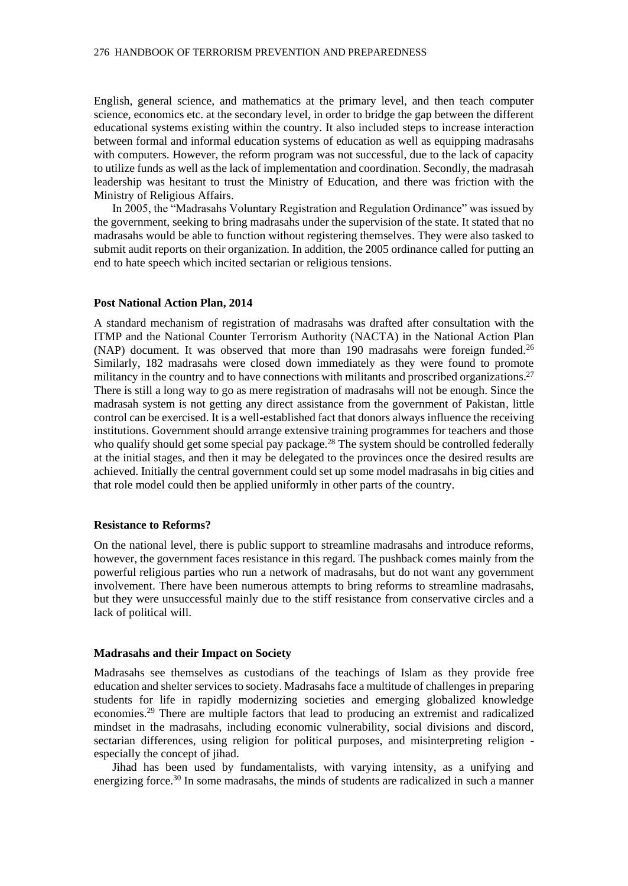English, general science, and mathematics at the primary level, and then teach computer science, economics etc. at the secondary level, in order to bridge the gap between the different educational systems existing within the country. It also included steps to increase interaction between formal and informal education systems of education as well as equipping madrasahs with computers. However, the reform program was not successful, due to the lack of capacity to utilize funds as well as the lack of implementation and coordination. Secondly, the madrasah leadership was hesitant to trust the Ministry of Education, and there was friction with the Ministry of Religious Affairs.

In 2005, the "Madrasahs Voluntary Registration and Regulation Ordinance" was issued by the government, seeking to bring madrasahs under the supervision of the state. It stated that no madrasahs would be able to function without registering themselves. They were also tasked to submit audit reports on their organization. In addition, the 2005 ordinance called for putting an end to hate speech which incited sectarian or religious tensions.

### Post National Action Plan, 2014

A standard mechanism of registration of madrasahs was drafted after consultation with the ITMP and the National Counter Terrorism Authority (NACTA) in the National Action Plan (NAP) document. It was observed that more than 190 madrasahs were foreign funded.[26] Similarly, 182 madrasahs were closed down immediately as they were found to promote militancy in the country and to have connections with militants and proscribed organizations.[27] There is still a long way to go as mere registration of madrasahs will not be enough. Since the madrasah system is not getting any direct assistance from the government of Pakistan, little control can be exercised. It is a well-established fact that donors always influence the receiving institutions. Government should arrange extensive training programmes for teachers and those who qualify should get some special pay package.[28] The system should be controlled federally at the initial stages, and then it may be delegated to the provinces once the desired results are achieved. Initially the central government could set up some model madrasahs in big cities and that role model could then be applied uniformly in other parts of the country.

### Resistance to Reforms?

On the national level, there is public support to streamline madrasahs and introduce reforms, however, the government faces resistance in this regard. The pushback comes mainly from the powerful religious parties who run a network of madrasahs, but do not want any government involvement. There have been numerous attempts to bring reforms to streamline madrasahs, but they were unsuccessful mainly due to the stiff resistance from conservative circles and a lack of political will.

### Madrasahs and their Impact on Society

Madrasahs see themselves as custodians of the teachings of Islam as they provide free education and shelter services to society. Madrasahs face a multitude of challenges in preparing students for life in rapidly modernizing societies and emerging globalized knowledge economies.[29] There are multiple factors that lead to producing an extremist and radicalized mindset in the madrasahs, including economic vulnerability, social divisions and discord, sectarian differences, using religion for political purposes, and misinterpreting religion - especially the concept of jihad.

Jihad has been used by fundamentalists, with varying intensity, as a unifying and energizing force.[30] In some madrasahs, the minds of students are radicalized in such a manner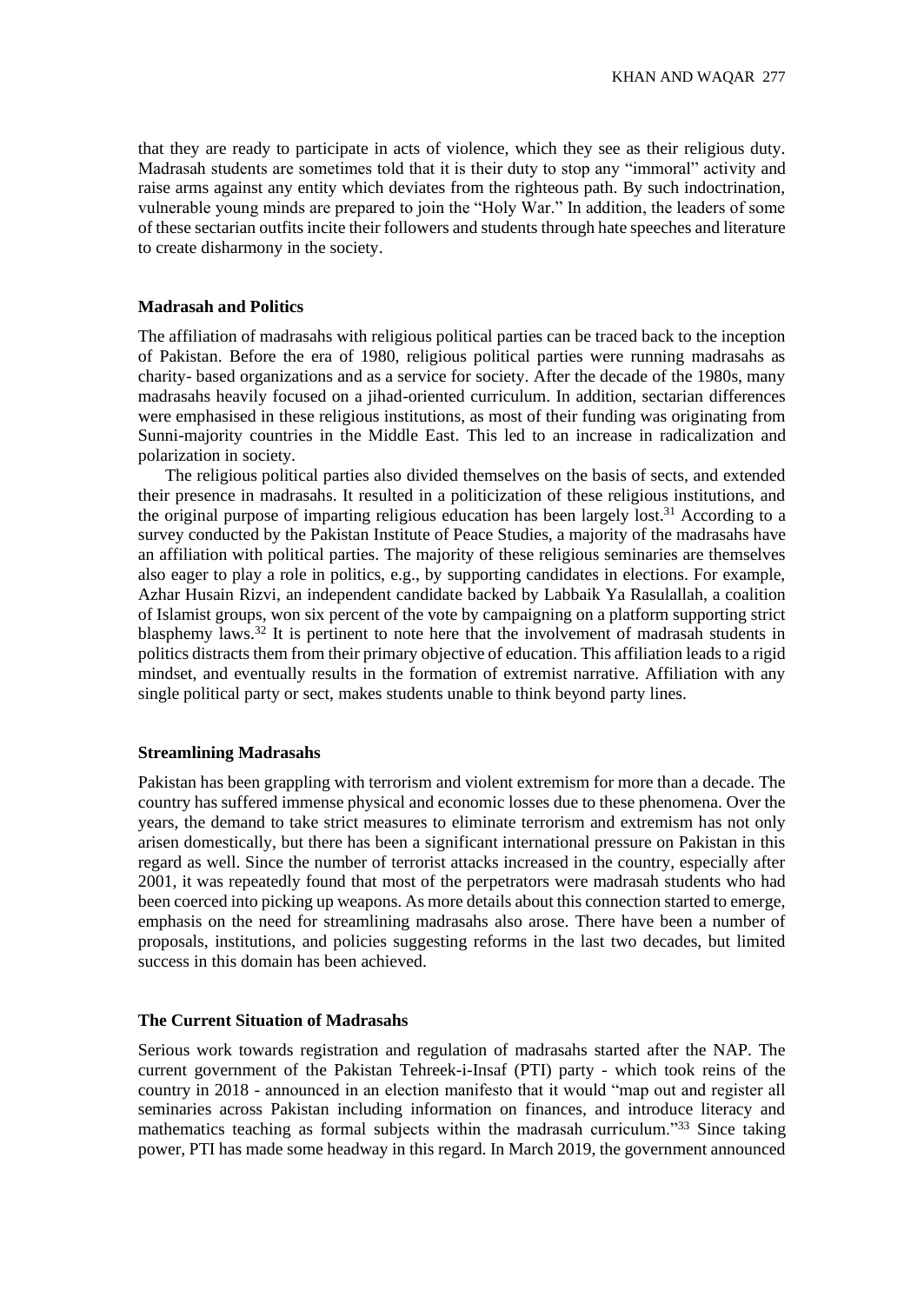that they are ready to participate in acts of violence, which they see as their religious duty. Madrasah students are sometimes told that it is their duty to stop any "immoral" activity and raise arms against any entity which deviates from the righteous path. By such indoctrination, vulnerable young minds are prepared to join the "Holy War." In addition, the leaders of some of these sectarian outfits incite their followers and students through hate speeches and literature to create disharmony in the society.

### Madrasah and Politics

The affiliation of madrasahs with religious political parties can be traced back to the inception of Pakistan. Before the era of 1980, religious political parties were running madrasahs as charity- based organizations and as a service for society. After the decade of the 1980s, many madrasahs heavily focused on a jihad-oriented curriculum. In addition, sectarian differences were emphasised in these religious institutions, as most of their funding was originating from Sunni-majority countries in the Middle East. This led to an increase in radicalization and polarization in society.

The religious political parties also divided themselves on the basis of sects, and extended their presence in madrasahs. It resulted in a politicization of these religious institutions, and the original purpose of imparting religious education has been largely lost.[31] According to a survey conducted by the Pakistan Institute of Peace Studies, a majority of the madrasahs have an affiliation with political parties. The majority of these religious seminaries are themselves also eager to play a role in politics, e.g., by supporting candidates in elections. For example, Azhar Husain Rizvi, an independent candidate backed by Labbaik Ya Rasulallah, a coalition of Islamist groups, won six percent of the vote by campaigning on a platform supporting strict blasphemy laws.[32] It is pertinent to note here that the involvement of madrasah students in politics distracts them from their primary objective of education. This affiliation leads to a rigid mindset, and eventually results in the formation of extremist narrative. Affiliation with any single political party or sect, makes students unable to think beyond party lines.

### Streamlining Madrasahs

Pakistan has been grappling with terrorism and violent extremism for more than a decade. The country has suffered immense physical and economic losses due to these phenomena. Over the years, the demand to take strict measures to eliminate terrorism and extremism has not only arisen domestically, but there has been a significant international pressure on Pakistan in this regard as well. Since the number of terrorist attacks increased in the country, especially after 2001, it was repeatedly found that most of the perpetrators were madrasah students who had been coerced into picking up weapons. As more details about this connection started to emerge, emphasis on the need for streamlining madrasahs also arose. There have been a number of proposals, institutions, and policies suggesting reforms in the last two decades, but limited success in this domain has been achieved.

### The Current Situation of Madrasahs

Serious work towards registration and regulation of madrasahs started after the NAP. The current government of the Pakistan Tehreek-i-Insaf (PTI) party - which took reins of the country in 2018 - announced in an election manifesto that it would "map out and register all seminaries across Pakistan including information on finances, and introduce literacy and mathematics teaching as formal subjects within the madrasah curriculum."[33] Since taking power, PTI has made some headway in this regard. In March 2019, the government announced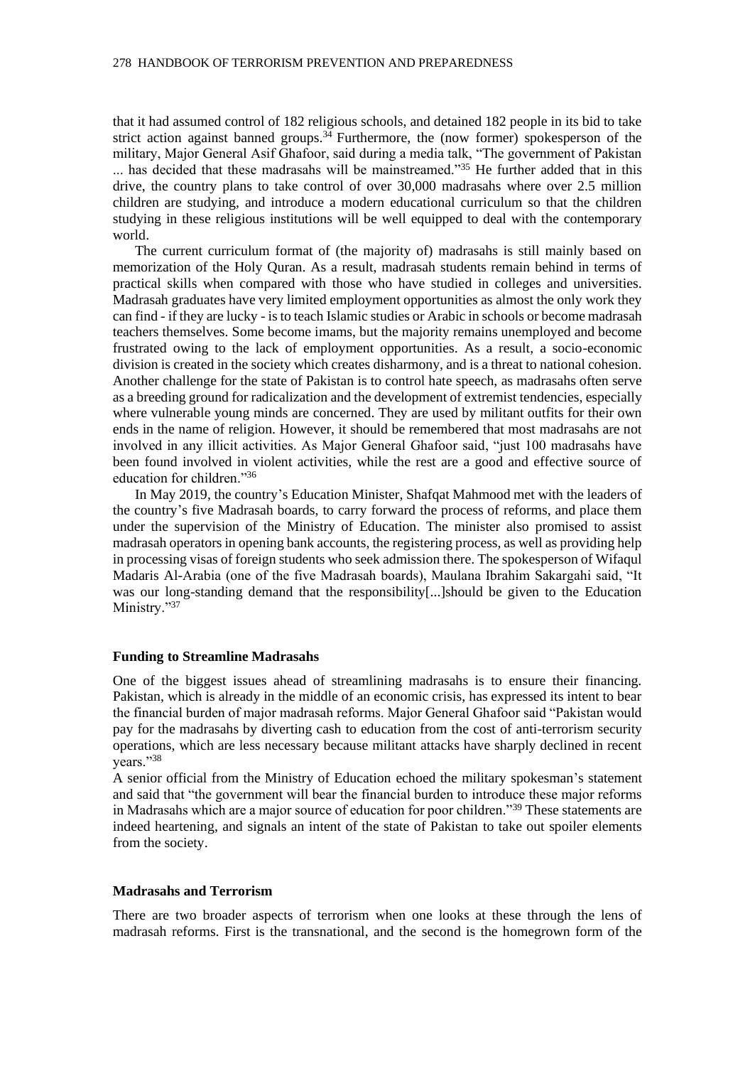that it had assumed control of 182 religious schools, and detained 182 people in its bid to take strict action against banned groups.[34] Furthermore, the (now former) spokesperson of the military, Major General Asif Ghafoor, said during a media talk, "The government of Pakistan ... has decided that these madrasahs will be mainstreamed."[35] He further added that in this drive, the country plans to take control of over 30,000 madrasahs where over 2.5 million children are studying, and introduce a modern educational curriculum so that the children studying in these religious institutions will be well equipped to deal with the contemporary world.

The current curriculum format of (the majority of) madrasahs is still mainly based on memorization of the Holy Quran. As a result, madrasah students remain behind in terms of practical skills when compared with those who have studied in colleges and universities. Madrasah graduates have very limited employment opportunities as almost the only work they can find - if they are lucky - is to teach Islamic studies or Arabic in schools or become madrasah teachers themselves. Some become imams, but the majority remains unemployed and become frustrated owing to the lack of employment opportunities. As a result, a socio-economic division is created in the society which creates disharmony, and is a threat to national cohesion. Another challenge for the state of Pakistan is to control hate speech, as madrasahs often serve as a breeding ground for radicalization and the development of extremist tendencies, especially where vulnerable young minds are concerned. They are used by militant outfits for their own ends in the name of religion. However, it should be remembered that most madrasahs are not involved in any illicit activities. As Major General Ghafoor said, "just 100 madrasahs have been found involved in violent activities, while the rest are a good and effective source of education for children."[36]

In May 2019, the country's Education Minister, Shafqat Mahmood met with the leaders of the country's five Madrasah boards, to carry forward the process of reforms, and place them under the supervision of the Ministry of Education. The minister also promised to assist madrasah operators in opening bank accounts, the registering process, as well as providing help in processing visas of foreign students who seek admission there. The spokesperson of Wifaqul Madaris Al-Arabia (one of the five Madrasah boards), Maulana Ibrahim Sakargahi said, "It was our long-standing demand that the responsibility[...]should be given to the Education Ministry."[37]

**Funding to Streamline Madrasahs**

One of the biggest issues ahead of streamlining madrasahs is to ensure their financing. Pakistan, which is already in the middle of an economic crisis, has expressed its intent to bear the financial burden of major madrasah reforms. Major General Ghafoor said "Pakistan would pay for the madrasahs by diverting cash to education from the cost of anti-terrorism security operations, which are less necessary because militant attacks have sharply declined in recent years."[38]

A senior official from the Ministry of Education echoed the military spokesman's statement and said that "the government will bear the financial burden to introduce these major reforms in Madrasahs which are a major source of education for poor children."[39] These statements are indeed heartening, and signals an intent of the state of Pakistan to take out spoiler elements from the society.

**Madrasahs and Terrorism**

There are two broader aspects of terrorism when one looks at these through the lens of madrasah reforms. First is the transnational, and the second is the homegrown form of the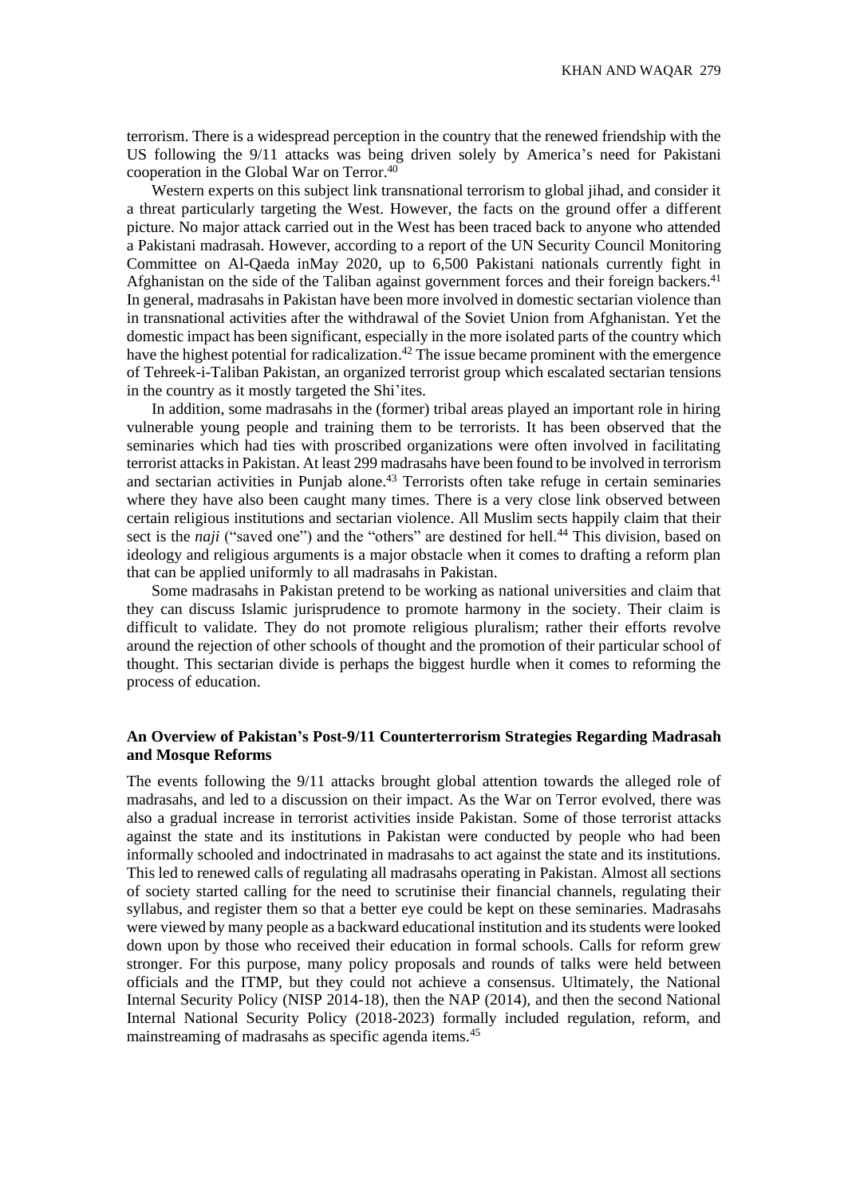terrorism. There is a widespread perception in the country that the renewed friendship with the US following the 9/11 attacks was being driven solely by America's need for Pakistani cooperation in the Global War on Terror.[40]

Western experts on this subject link transnational terrorism to global jihad, and consider it a threat particularly targeting the West. However, the facts on the ground offer a different picture. No major attack carried out in the West has been traced back to anyone who attended a Pakistani madrasah. However, according to a report of the UN Security Council Monitoring Committee on Al-Qaeda inMay 2020, up to 6,500 Pakistani nationals currently fight in Afghanistan on the side of the Taliban against government forces and their foreign backers.[41] In general, madrasahs in Pakistan have been more involved in domestic sectarian violence than in transnational activities after the withdrawal of the Soviet Union from Afghanistan. Yet the domestic impact has been significant, especially in the more isolated parts of the country which have the highest potential for radicalization.[42] The issue became prominent with the emergence of Tehreek-i-Taliban Pakistan, an organized terrorist group which escalated sectarian tensions in the country as it mostly targeted the Shi'ites.

In addition, some madrasahs in the (former) tribal areas played an important role in hiring vulnerable young people and training them to be terrorists. It has been observed that the seminaries which had ties with proscribed organizations were often involved in facilitating terrorist attacks in Pakistan. At least 299 madrasahs have been found to be involved in terrorism and sectarian activities in Punjab alone.[43] Terrorists often take refuge in certain seminaries where they have also been caught many times. There is a very close link observed between certain religious institutions and sectarian violence. All Muslim sects happily claim that their sect is the *naji* ("saved one") and the "others" are destined for hell.[44] This division, based on ideology and religious arguments is a major obstacle when it comes to drafting a reform plan that can be applied uniformly to all madrasahs in Pakistan.

Some madrasahs in Pakistan pretend to be working as national universities and claim that they can discuss Islamic jurisprudence to promote harmony in the society. Their claim is difficult to validate. They do not promote religious pluralism; rather their efforts revolve around the rejection of other schools of thought and the promotion of their particular school of thought. This sectarian divide is perhaps the biggest hurdle when it comes to reforming the process of education.

## An Overview of Pakistan's Post-9/11 Counterterrorism Strategies Regarding Madrasah and Mosque Reforms

The events following the 9/11 attacks brought global attention towards the alleged role of madrasahs, and led to a discussion on their impact. As the War on Terror evolved, there was also a gradual increase in terrorist activities inside Pakistan. Some of those terrorist attacks against the state and its institutions in Pakistan were conducted by people who had been informally schooled and indoctrinated in madrasahs to act against the state and its institutions. This led to renewed calls of regulating all madrasahs operating in Pakistan. Almost all sections of society started calling for the need to scrutinise their financial channels, regulating their syllabus, and register them so that a better eye could be kept on these seminaries. Madrasahs were viewed by many people as a backward educational institution and its students were looked down upon by those who received their education in formal schools. Calls for reform grew stronger. For this purpose, many policy proposals and rounds of talks were held between officials and the ITMP, but they could not achieve a consensus. Ultimately, the National Internal Security Policy (NISP 2014-18), then the NAP (2014), and then the second National Internal National Security Policy (2018-2023) formally included regulation, reform, and mainstreaming of madrasahs as specific agenda items.[45]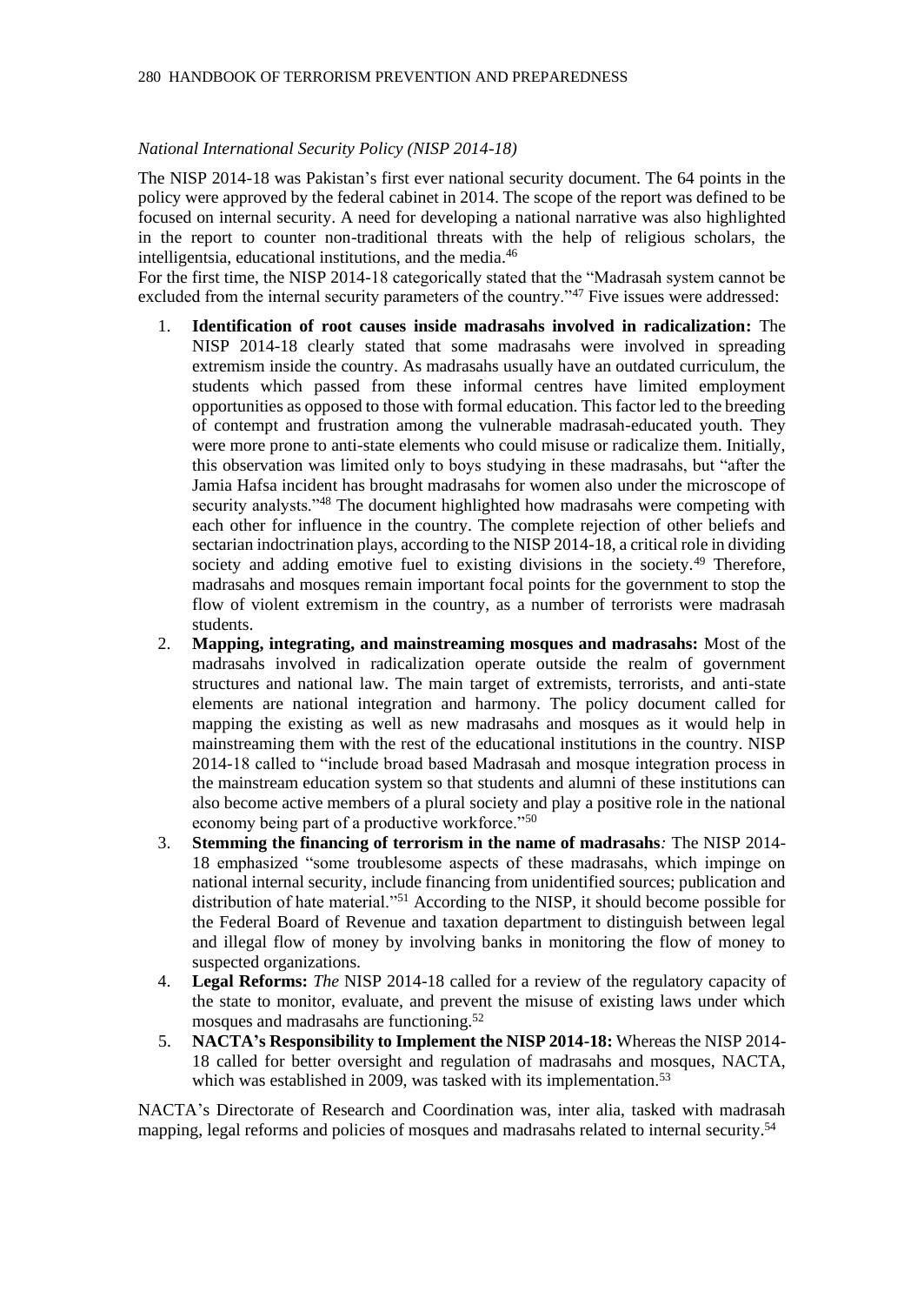*National International Security Policy (NISP 2014-18)*

The NISP 2014-18 was Pakistan's first ever national security document. The 64 points in the policy were approved by the federal cabinet in 2014. The scope of the report was defined to be focused on internal security. A need for developing a national narrative was also highlighted in the report to counter non-traditional threats with the help of religious scholars, the intelligentsia, educational institutions, and the media.[46]

For the first time, the NISP 2014-18 categorically stated that the "Madrasah system cannot be excluded from the internal security parameters of the country."[47] Five issues were addressed:

1. **Identification of root causes inside madrasahs involved in radicalization:** The NISP 2014-18 clearly stated that some madrasahs were involved in spreading extremism inside the country. As madrasahs usually have an outdated curriculum, the students which passed from these informal centres have limited employment opportunities as opposed to those with formal education. This factor led to the breeding of contempt and frustration among the vulnerable madrasah-educated youth. They were more prone to anti-state elements who could misuse or radicalize them. Initially, this observation was limited only to boys studying in these madrasahs, but "after the Jamia Hafsa incident has brought madrasahs for women also under the microscope of security analysts."[48] The document highlighted how madrasahs were competing with each other for influence in the country. The complete rejection of other beliefs and sectarian indoctrination plays, according to the NISP 2014-18, a critical role in dividing society and adding emotive fuel to existing divisions in the society.[49] Therefore, madrasahs and mosques remain important focal points for the government to stop the flow of violent extremism in the country, as a number of terrorists were madrasah students.
2. **Mapping, integrating, and mainstreaming mosques and madrasahs:** Most of the madrasahs involved in radicalization operate outside the realm of government structures and national law. The main target of extremists, terrorists, and anti-state elements are national integration and harmony. The policy document called for mapping the existing as well as new madrasahs and mosques as it would help in mainstreaming them with the rest of the educational institutions in the country. NISP 2014-18 called to "include broad based Madrasah and mosque integration process in the mainstream education system so that students and alumni of these institutions can also become active members of a plural society and play a positive role in the national economy being part of a productive workforce."[50]
3. **Stemming the financing of terrorism in the name of madrasahs***:* The NISP 2014-18 emphasized "some troublesome aspects of these madrasahs, which impinge on national internal security, include financing from unidentified sources; publication and distribution of hate material."[51] According to the NISP, it should become possible for the Federal Board of Revenue and taxation department to distinguish between legal and illegal flow of money by involving banks in monitoring the flow of money to suspected organizations.
4. **Legal Reforms:** *The* NISP 2014-18 called for a review of the regulatory capacity of the state to monitor, evaluate, and prevent the misuse of existing laws under which mosques and madrasahs are functioning.[52]
5. **NACTA's Responsibility to Implement the NISP 2014-18:** Whereas the NISP 2014-18 called for better oversight and regulation of madrasahs and mosques, NACTA, which was established in 2009, was tasked with its implementation.[53]

NACTA's Directorate of Research and Coordination was, inter alia, tasked with madrasah mapping, legal reforms and policies of mosques and madrasahs related to internal security.[54]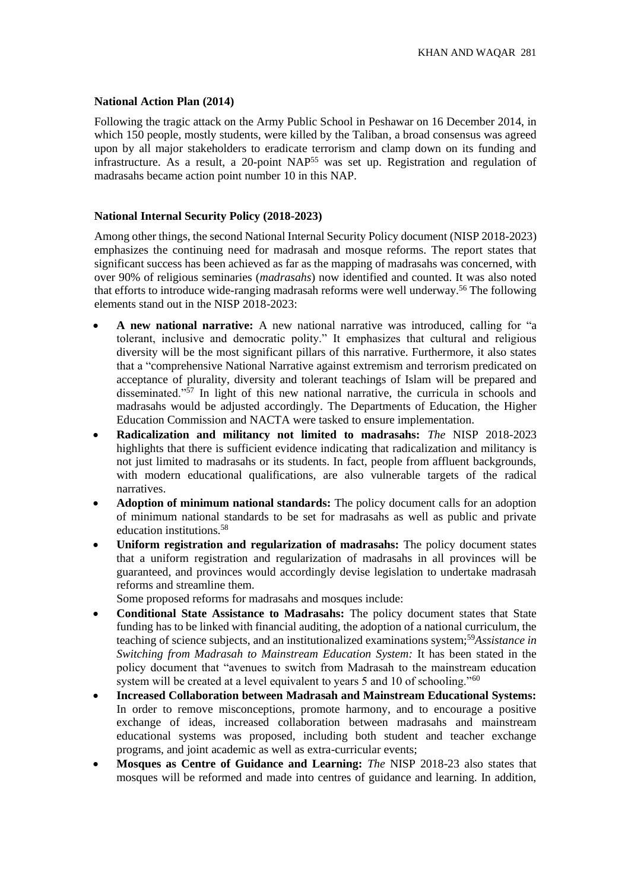**National Action Plan (2014)**

Following the tragic attack on the Army Public School in Peshawar on 16 December 2014, in which 150 people, mostly students, were killed by the Taliban, a broad consensus was agreed upon by all major stakeholders to eradicate terrorism and clamp down on its funding and infrastructure. As a result, a 20-point NAP[55] was set up. Registration and regulation of madrasahs became action point number 10 in this NAP.

**National Internal Security Policy (2018-2023)**

Among other things, the second National Internal Security Policy document (NISP 2018-2023) emphasizes the continuing need for madrasah and mosque reforms. The report states that significant success has been achieved as far as the mapping of madrasahs was concerned, with over 90% of religious seminaries (*madrasahs*) now identified and counted. It was also noted that efforts to introduce wide-ranging madrasah reforms were well underway.[56] The following elements stand out in the NISP 2018-2023:

- **A new national narrative:** A new national narrative was introduced, calling for "a tolerant, inclusive and democratic polity." It emphasizes that cultural and religious diversity will be the most significant pillars of this narrative. Furthermore, it also states that a "comprehensive National Narrative against extremism and terrorism predicated on acceptance of plurality, diversity and tolerant teachings of Islam will be prepared and disseminated."[57] In light of this new national narrative, the curricula in schools and madrasahs would be adjusted accordingly. The Departments of Education, the Higher Education Commission and NACTA were tasked to ensure implementation.
- **Radicalization and militancy not limited to madrasahs:** *The* NISP 2018-2023 highlights that there is sufficient evidence indicating that radicalization and militancy is not just limited to madrasahs or its students. In fact, people from affluent backgrounds, with modern educational qualifications, are also vulnerable targets of the radical narratives.
- **Adoption of minimum national standards:** The policy document calls for an adoption of minimum national standards to be set for madrasahs as well as public and private education institutions.[58]
- **Uniform registration and regularization of madrasahs:** The policy document states that a uniform registration and regularization of madrasahs in all provinces will be guaranteed, and provinces would accordingly devise legislation to undertake madrasah reforms and streamline them.

  Some proposed reforms for madrasahs and mosques include:
- **Conditional State Assistance to Madrasahs:** The policy document states that State funding has to be linked with financial auditing, the adoption of a national curriculum, the teaching of science subjects, and an institutionalized examinations system;[59]*Assistance in Switching from Madrasah to Mainstream Education System:* It has been stated in the policy document that "avenues to switch from Madrasah to the mainstream education system will be created at a level equivalent to years 5 and 10 of schooling."[60]
- **Increased Collaboration between Madrasah and Mainstream Educational Systems:** In order to remove misconceptions, promote harmony, and to encourage a positive exchange of ideas, increased collaboration between madrasahs and mainstream educational systems was proposed, including both student and teacher exchange programs, and joint academic as well as extra-curricular events;
- **Mosques as Centre of Guidance and Learning:** *The* NISP 2018-23 also states that mosques will be reformed and made into centres of guidance and learning. In addition,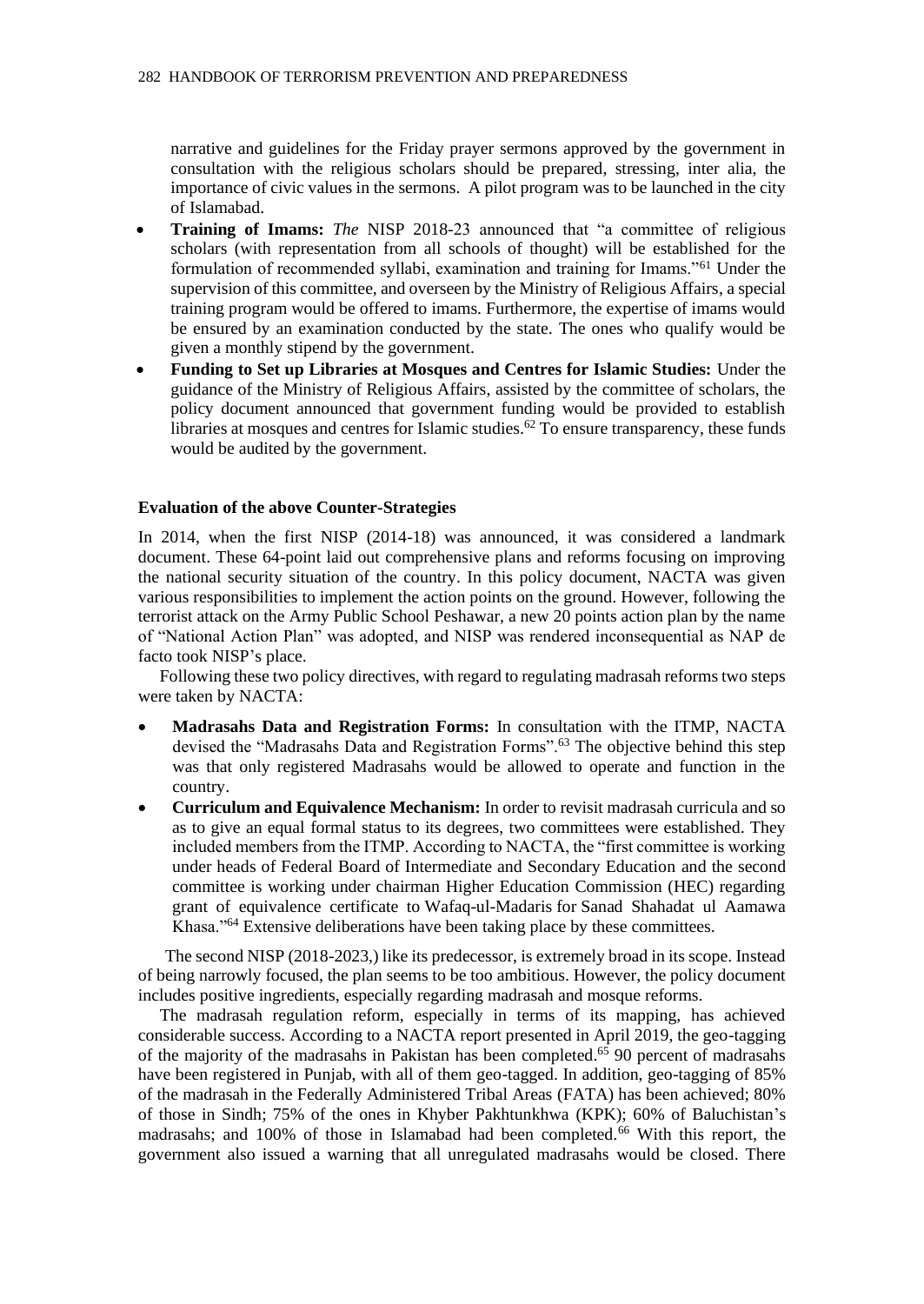narrative and guidelines for the Friday prayer sermons approved by the government in consultation with the religious scholars should be prepared, stressing, inter alia, the importance of civic values in the sermons. A pilot program was to be launched in the city of Islamabad.

- **Training of Imams:** *The* NISP 2018-23 announced that "a committee of religious scholars (with representation from all schools of thought) will be established for the formulation of recommended syllabi, examination and training for Imams."[61] Under the supervision of this committee, and overseen by the Ministry of Religious Affairs, a special training program would be offered to imams. Furthermore, the expertise of imams would be ensured by an examination conducted by the state. The ones who qualify would be given a monthly stipend by the government.
- **Funding to Set up Libraries at Mosques and Centres for Islamic Studies:** Under the guidance of the Ministry of Religious Affairs, assisted by the committee of scholars, the policy document announced that government funding would be provided to establish libraries at mosques and centres for Islamic studies.[62] To ensure transparency, these funds would be audited by the government.

**Evaluation of the above Counter-Strategies**

In 2014, when the first NISP (2014-18) was announced, it was considered a landmark document. These 64-point laid out comprehensive plans and reforms focusing on improving the national security situation of the country. In this policy document, NACTA was given various responsibilities to implement the action points on the ground. However, following the terrorist attack on the Army Public School Peshawar, a new 20 points action plan by the name of "National Action Plan" was adopted, and NISP was rendered inconsequential as NAP de facto took NISP's place.

Following these two policy directives, with regard to regulating madrasah reforms two steps were taken by NACTA:

- **Madrasahs Data and Registration Forms:** In consultation with the ITMP, NACTA devised the "Madrasahs Data and Registration Forms".[63] The objective behind this step was that only registered Madrasahs would be allowed to operate and function in the country.
- **Curriculum and Equivalence Mechanism:** In order to revisit madrasah curricula and so as to give an equal formal status to its degrees, two committees were established. They included members from the ITMP. According to NACTA, the "first committee is working under heads of Federal Board of Intermediate and Secondary Education and the second committee is working under chairman Higher Education Commission (HEC) regarding grant of equivalence certificate to Wafaq-ul-Madaris for Sanad Shahadat ul Aamawa Khasa."[64] Extensive deliberations have been taking place by these committees.

The second NISP (2018-2023,) like its predecessor, is extremely broad in its scope. Instead of being narrowly focused, the plan seems to be too ambitious. However, the policy document includes positive ingredients, especially regarding madrasah and mosque reforms.

The madrasah regulation reform, especially in terms of its mapping, has achieved considerable success. According to a NACTA report presented in April 2019, the geo-tagging of the majority of the madrasahs in Pakistan has been completed.[65] 90 percent of madrasahs have been registered in Punjab, with all of them geo-tagged. In addition, geo-tagging of 85% of the madrasah in the Federally Administered Tribal Areas (FATA) has been achieved; 80% of those in Sindh; 75% of the ones in Khyber Pakhtunkhwa (KPK); 60% of Baluchistan's madrasahs; and 100% of those in Islamabad had been completed.[66] With this report, the government also issued a warning that all unregulated madrasahs would be closed. There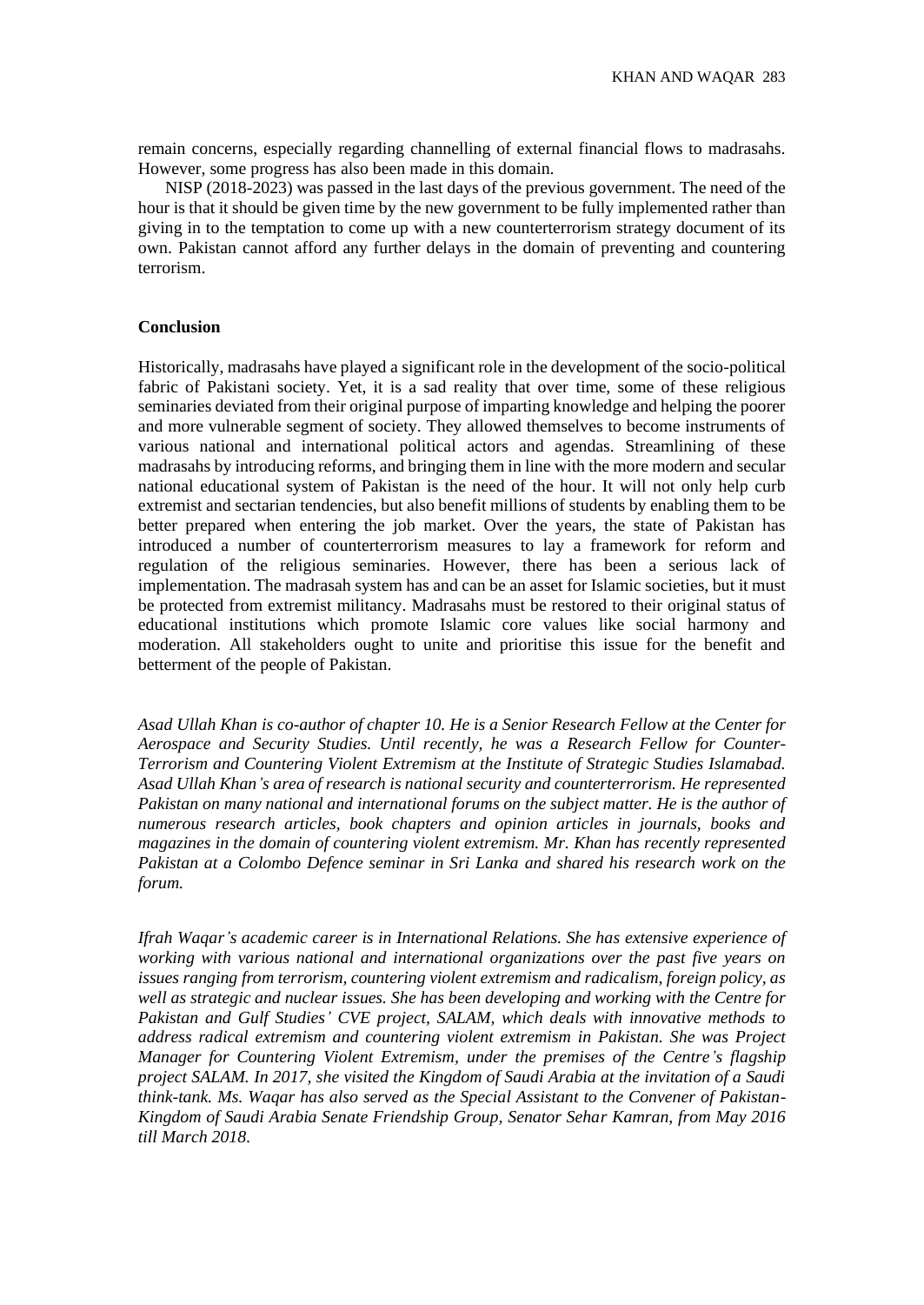remain concerns, especially regarding channelling of external financial flows to madrasahs. However, some progress has also been made in this domain.

NISP (2018-2023) was passed in the last days of the previous government. The need of the hour is that it should be given time by the new government to be fully implemented rather than giving in to the temptation to come up with a new counterterrorism strategy document of its own. Pakistan cannot afford any further delays in the domain of preventing and countering terrorism.

## Conclusion

Historically, madrasahs have played a significant role in the development of the socio-political fabric of Pakistani society. Yet, it is a sad reality that over time, some of these religious seminaries deviated from their original purpose of imparting knowledge and helping the poorer and more vulnerable segment of society. They allowed themselves to become instruments of various national and international political actors and agendas. Streamlining of these madrasahs by introducing reforms, and bringing them in line with the more modern and secular national educational system of Pakistan is the need of the hour. It will not only help curb extremist and sectarian tendencies, but also benefit millions of students by enabling them to be better prepared when entering the job market. Over the years, the state of Pakistan has introduced a number of counterterrorism measures to lay a framework for reform and regulation of the religious seminaries. However, there has been a serious lack of implementation. The madrasah system has and can be an asset for Islamic societies, but it must be protected from extremist militancy. Madrasahs must be restored to their original status of educational institutions which promote Islamic core values like social harmony and moderation. All stakeholders ought to unite and prioritise this issue for the benefit and betterment of the people of Pakistan.

*Asad Ullah Khan is co-author of chapter 10. He is a Senior Research Fellow at the Center for Aerospace and Security Studies. Until recently, he was a Research Fellow for Counter-Terrorism and Countering Violent Extremism at the Institute of Strategic Studies Islamabad. Asad Ullah Khan's area of research is national security and counterterrorism. He represented Pakistan on many national and international forums on the subject matter. He is the author of numerous research articles, book chapters and opinion articles in journals, books and magazines in the domain of countering violent extremism. Mr. Khan has recently represented Pakistan at a Colombo Defence seminar in Sri Lanka and shared his research work on the forum.*

*Ifrah Waqar's academic career is in International Relations. She has extensive experience of working with various national and international organizations over the past five years on issues ranging from terrorism, countering violent extremism and radicalism, foreign policy, as well as strategic and nuclear issues. She has been developing and working with the Centre for Pakistan and Gulf Studies' CVE project, SALAM, which deals with innovative methods to address radical extremism and countering violent extremism in Pakistan. She was Project Manager for Countering Violent Extremism, under the premises of the Centre's flagship project SALAM. In 2017, she visited the Kingdom of Saudi Arabia at the invitation of a Saudi think-tank. Ms. Waqar has also served as the Special Assistant to the Convener of Pakistan-Kingdom of Saudi Arabia Senate Friendship Group, Senator Sehar Kamran, from May 2016 till March 2018.*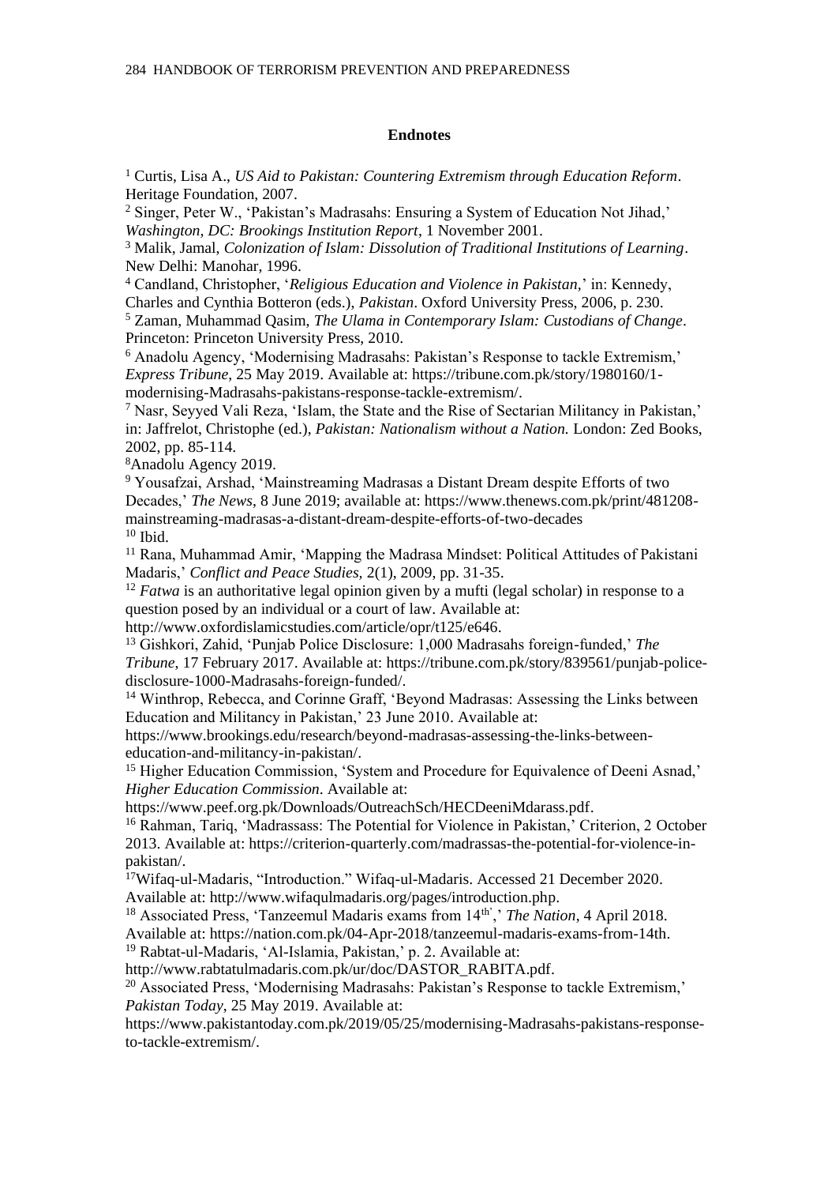## Endnotes

[1] Curtis, Lisa A., *US Aid to Pakistan: Countering Extremism through Education Reform*. Heritage Foundation, 2007.

[2] Singer, Peter W., 'Pakistan's Madrasahs: Ensuring a System of Education Not Jihad,' *Washington, DC: Brookings Institution Report*, 1 November 2001.

[3] Malik, Jamal, *Colonization of Islam: Dissolution of Traditional Institutions of Learning*. New Delhi: Manohar, 1996.

[4] Candland, Christopher, '*Religious Education and Violence in Pakistan*,' in: Kennedy, Charles and Cynthia Botteron (eds.), *Pakistan*. Oxford University Press, 2006, p. 230.

[5] Zaman, Muhammad Qasim, *The Ulama in Contemporary Islam: Custodians of Change*. Princeton: Princeton University Press, 2010.

[6] Anadolu Agency, 'Modernising Madrasahs: Pakistan's Response to tackle Extremism,' *Express Tribune*, 25 May 2019. Available at: https://tribune.com.pk/story/1980160/1-modernising-Madrasahs-pakistans-response-tackle-extremism/.

[7] Nasr, Seyyed Vali Reza, 'Islam, the State and the Rise of Sectarian Militancy in Pakistan,' in: Jaffrelot, Christophe (ed.), *Pakistan: Nationalism without a Nation.* London: Zed Books, 2002, pp. 85-114.

[8] Anadolu Agency 2019.

[9] Yousafzai, Arshad, 'Mainstreaming Madrasas a Distant Dream despite Efforts of two Decades,' *The News*, 8 June 2019; available at: https://www.thenews.com.pk/print/481208-mainstreaming-madrasas-a-distant-dream-despite-efforts-of-two-decades

[10] Ibid.

[11] Rana, Muhammad Amir, 'Mapping the Madrasa Mindset: Political Attitudes of Pakistani Madaris,' *Conflict and Peace Studies*, 2(1), 2009, pp. 31-35.

[12] *Fatwa* is an authoritative legal opinion given by a mufti (legal scholar) in response to a question posed by an individual or a court of law. Available at: http://www.oxfordislamicstudies.com/article/opr/t125/e646.

[13] Gishkori, Zahid, 'Punjab Police Disclosure: 1,000 Madrasahs foreign-funded,' *The Tribune*, 17 February 2017. Available at: https://tribune.com.pk/story/839561/punjab-police-disclosure-1000-Madrasahs-foreign-funded/.

[14] Winthrop, Rebecca, and Corinne Graff, 'Beyond Madrasas: Assessing the Links between Education and Militancy in Pakistan,' 23 June 2010. Available at: https://www.brookings.edu/research/beyond-madrasas-assessing-the-links-between-education-and-militancy-in-pakistan/.

[15] Higher Education Commission, 'System and Procedure for Equivalence of Deeni Asnad,' *Higher Education Commission*. Available at: https://www.peef.org.pk/Downloads/OutreachSch/HECDeeniMdarass.pdf.

[16] Rahman, Tariq, 'Madrassass: The Potential for Violence in Pakistan,' Criterion, 2 October 2013. Available at: https://criterion-quarterly.com/madrassas-the-potential-for-violence-in-pakistan/.

[17] Wifaq-ul-Madaris, "Introduction." Wifaq-ul-Madaris. Accessed 21 December 2020. Available at: http://www.wifaqulmadaris.org/pages/introduction.php.

[18] Associated Press, 'Tanzeemul Madaris exams from 14th',' *The Nation*, 4 April 2018. Available at: https://nation.com.pk/04-Apr-2018/tanzeemul-madaris-exams-from-14th.

[19] Rabtat-ul-Madaris, 'Al-Islamia, Pakistan,' p. 2. Available at: http://www.rabtatulmadaris.com.pk/ur/doc/DASTOR_RABITA.pdf.

[20] Associated Press, 'Modernising Madrasahs: Pakistan's Response to tackle Extremism,' *Pakistan Today*, 25 May 2019. Available at: https://www.pakistantoday.com.pk/2019/05/25/modernising-Madrasahs-pakistans-response-to-tackle-extremism/.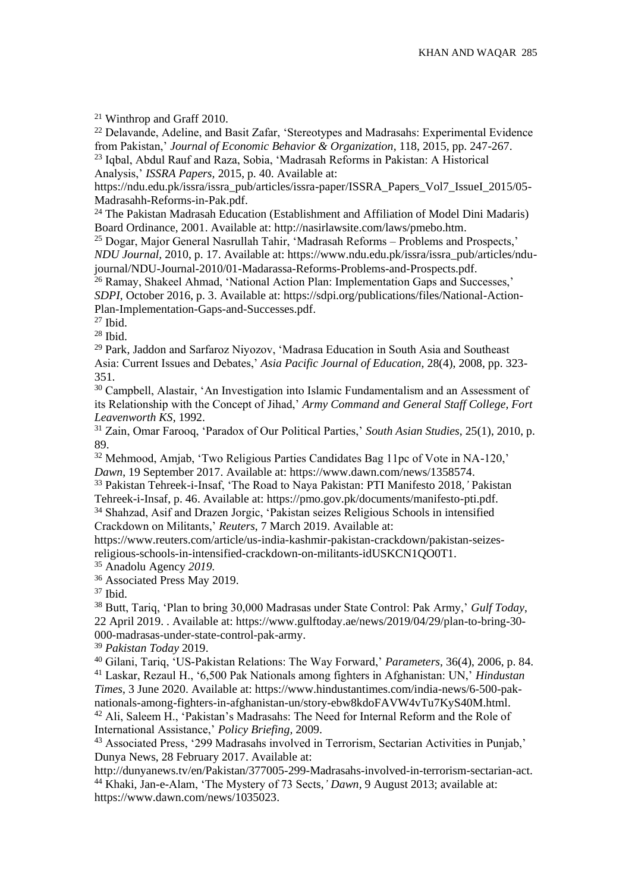[21] Winthrop and Graff 2010.

[22] Delavande, Adeline, and Basit Zafar, 'Stereotypes and Madrasahs: Experimental Evidence from Pakistan,' *Journal of Economic Behavior & Organization*, 118, 2015, pp. 247-267.

[23] Iqbal, Abdul Rauf and Raza, Sobia, 'Madrasah Reforms in Pakistan: A Historical Analysis,' *ISSRA Papers,* 2015, p. 40. Available at: https://ndu.edu.pk/issra/issra_pub/articles/issra-paper/ISSRA_Papers_Vol7_IssueI_2015/05-Madrasahh-Reforms-in-Pak.pdf.

[24] The Pakistan Madrasah Education (Establishment and Affiliation of Model Dini Madaris) Board Ordinance, 2001. Available at: http://nasirlawsite.com/laws/pmebo.htm.

[25] Dogar, Major General Nasrullah Tahir, 'Madrasah Reforms – Problems and Prospects,' *NDU Journal,* 2010, p. 17. Available at: https://www.ndu.edu.pk/issra/issra_pub/articles/ndu-journal/NDU-Journal-2010/01-Madarassa-Reforms-Problems-and-Prospects.pdf.

[26] Ramay, Shakeel Ahmad, 'National Action Plan: Implementation Gaps and Successes,' *SDPI*, October 2016, p. 3. Available at: https://sdpi.org/publications/files/National-Action-Plan-Implementation-Gaps-and-Successes.pdf.

[27] Ibid.

[28] Ibid.

[29] Park, Jaddon and Sarfaroz Niyozov, 'Madrasa Education in South Asia and Southeast Asia: Current Issues and Debates,' *Asia Pacific Journal of Education,* 28(4), 2008, pp. 323-351.

[30] Campbell, Alastair, 'An Investigation into Islamic Fundamentalism and an Assessment of its Relationship with the Concept of Jihad,' *Army Command and General Staff College, Fort Leavenworth KS,* 1992.

[31] Zain, Omar Farooq, 'Paradox of Our Political Parties,' *South Asian Studies,* 25(1), 2010, p. 89.

[32] Mehmood, Amjab, 'Two Religious Parties Candidates Bag 11pc of Vote in NA-120,' *Dawn,* 19 September 2017. Available at: https://www.dawn.com/news/1358574.

[33] Pakistan Tehreek-i-Insaf, 'The Road to Naya Pakistan: PTI Manifesto 2018,*'* Pakistan Tehreek-i-Insaf, p. 46. Available at: https://pmo.gov.pk/documents/manifesto-pti.pdf.

[34] Shahzad, Asif and Drazen Jorgic, 'Pakistan seizes Religious Schools in intensified Crackdown on Militants,' *Reuters*, 7 March 2019. Available at: https://www.reuters.com/article/us-india-kashmir-pakistan-crackdown/pakistan-seizes-religious-schools-in-intensified-crackdown-on-militants-idUSKCN1QO0T1.

[35] Anadolu Agency *2019.*

[36] Associated Press May 2019.

[37] Ibid.

[38] Butt, Tariq, 'Plan to bring 30,000 Madrasas under State Control: Pak Army,' *Gulf Today*, 22 April 2019. . Available at: https://www.gulftoday.ae/news/2019/04/29/plan-to-bring-30-000-madrasas-under-state-control-pak-army.

[39] *Pakistan Today* 2019.

[40] Gilani, Tariq, 'US-Pakistan Relations: The Way Forward,' *Parameters,* 36(4), 2006, p. 84.

[41] Laskar, Rezaul H., '6,500 Pak Nationals among fighters in Afghanistan: UN,' *Hindustan Times*, 3 June 2020. Available at: https://www.hindustantimes.com/india-news/6-500-pak-nationals-among-fighters-in-afghanistan-un/story-ebw8kdoFAVW4vTu7KyS40M.html.

[42] Ali, Saleem H., 'Pakistan's Madrasahs: The Need for Internal Reform and the Role of International Assistance,' *Policy Briefing,* 2009.

[43] Associated Press, '299 Madrasahs involved in Terrorism, Sectarian Activities in Punjab,' Dunya News, 28 February 2017. Available at: http://dunyanews.tv/en/Pakistan/377005-299-Madrasahs-involved-in-terrorism-sectarian-act.

[44] Khaki, Jan-e-Alam, 'The Mystery of 73 Sects,*' Dawn*, 9 August 2013; available at: https://www.dawn.com/news/1035023.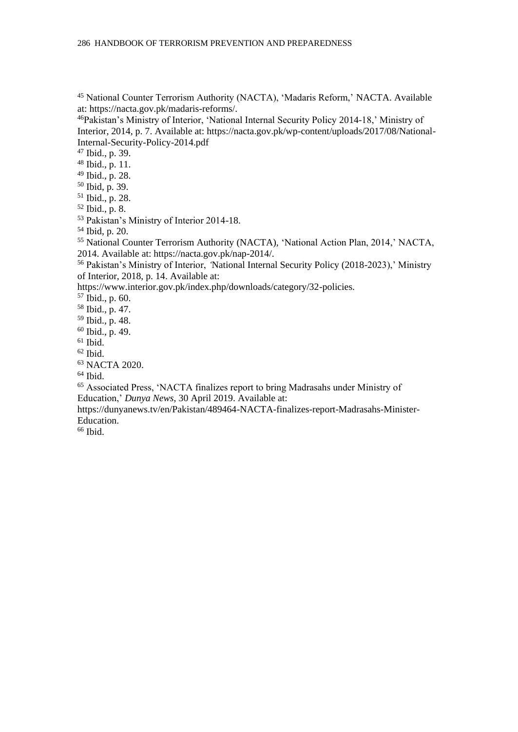[45] National Counter Terrorism Authority (NACTA), 'Madaris Reform,' NACTA. Available at: https://nacta.gov.pk/madaris-reforms/.

[46]Pakistan's Ministry of Interior, 'National Internal Security Policy 2014-18,' Ministry of Interior, 2014, p. 7. Available at: https://nacta.gov.pk/wp-content/uploads/2017/08/National-Internal-Security-Policy-2014.pdf

[47] Ibid., p. 39.

[48] Ibid., p. 11.

[49] Ibid., p. 28.

[50] Ibid, p. 39.

[51] Ibid., p. 28.

[52] Ibid., p. 8.

[53] Pakistan's Ministry of Interior 2014-18.

[54] Ibid, p. 20.

[55] National Counter Terrorism Authority (NACTA), 'National Action Plan, 2014,' NACTA, 2014. Available at: https://nacta.gov.pk/nap-2014/.

[56] Pakistan's Ministry of Interior, 'National Internal Security Policy (2018-2023),' Ministry of Interior, 2018, p. 14. Available at: https://www.interior.gov.pk/index.php/downloads/category/32-policies.

[57] Ibid., p. 60.

[58] Ibid., p. 47.

[59] Ibid., p. 48.

[60] Ibid., p. 49.

[61] Ibid.

[62] Ibid.

[63] NACTA 2020.

[64] Ibid.

[65] Associated Press, 'NACTA finalizes report to bring Madrasahs under Ministry of Education,' *Dunya News*, 30 April 2019. Available at: https://dunyanews.tv/en/Pakistan/489464-NACTA-finalizes-report-Madrasahs-Minister-Education.

[66] Ibid.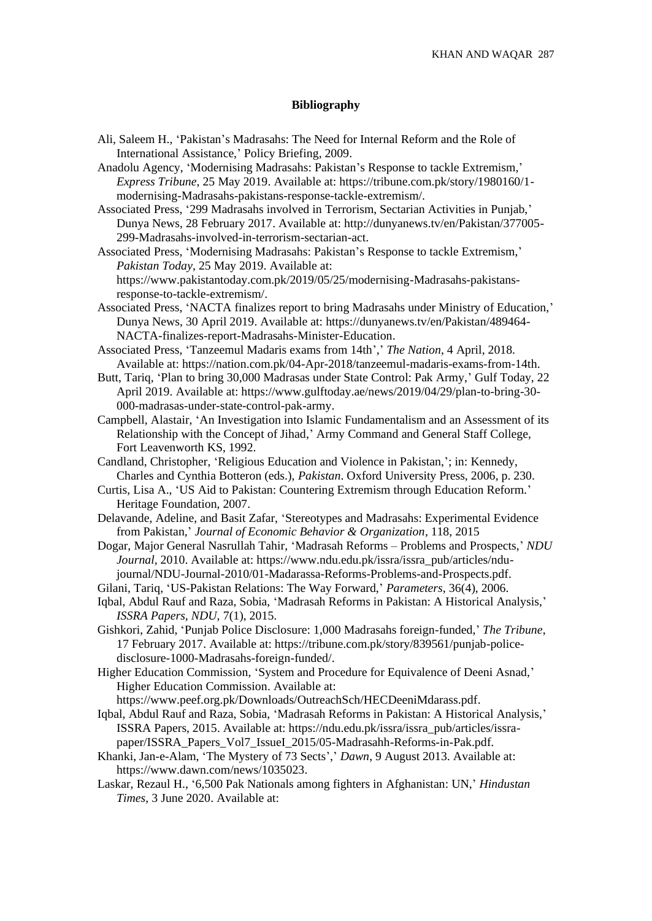## Bibliography

Ali, Saleem H., 'Pakistan's Madrasahs: The Need for Internal Reform and the Role of International Assistance,' Policy Briefing, 2009.

Anadolu Agency, 'Modernising Madrasahs: Pakistan's Response to tackle Extremism,' *Express Tribune*, 25 May 2019. Available at: https://tribune.com.pk/story/1980160/1-modernising-Madrasahs-pakistans-response-tackle-extremism/.

Associated Press, '299 Madrasahs involved in Terrorism, Sectarian Activities in Punjab,' Dunya News, 28 February 2017. Available at: http://dunyanews.tv/en/Pakistan/377005-299-Madrasahs-involved-in-terrorism-sectarian-act.

Associated Press, 'Modernising Madrasahs: Pakistan's Response to tackle Extremism,' *Pakistan Today*, 25 May 2019. Available at: https://www.pakistantoday.com.pk/2019/05/25/modernising-Madrasahs-pakistans-response-to-tackle-extremism/.

Associated Press, 'NACTA finalizes report to bring Madrasahs under Ministry of Education,' Dunya News, 30 April 2019. Available at: https://dunyanews.tv/en/Pakistan/489464-NACTA-finalizes-report-Madrasahs-Minister-Education.

Associated Press, 'Tanzeemul Madaris exams from 14th',' *The Nation*, 4 April, 2018. Available at: https://nation.com.pk/04-Apr-2018/tanzeemul-madaris-exams-from-14th.

Butt, Tariq, 'Plan to bring 30,000 Madrasas under State Control: Pak Army,' Gulf Today, 22 April 2019. Available at: https://www.gulftoday.ae/news/2019/04/29/plan-to-bring-30-000-madrasas-under-state-control-pak-army.

Campbell, Alastair, 'An Investigation into Islamic Fundamentalism and an Assessment of its Relationship with the Concept of Jihad,' Army Command and General Staff College, Fort Leavenworth KS, 1992.

Candland, Christopher, 'Religious Education and Violence in Pakistan,'; in: Kennedy, Charles and Cynthia Botteron (eds.), *Pakistan*. Oxford University Press, 2006, p. 230.

Curtis, Lisa A., 'US Aid to Pakistan: Countering Extremism through Education Reform.' Heritage Foundation, 2007.

Delavande, Adeline, and Basit Zafar, 'Stereotypes and Madrasahs: Experimental Evidence from Pakistan,' *Journal of Economic Behavior & Organization*, 118, 2015

Dogar, Major General Nasrullah Tahir, 'Madrasah Reforms – Problems and Prospects,' *NDU Journal*, 2010. Available at: https://www.ndu.edu.pk/issra/issra_pub/articles/ndu-journal/NDU-Journal-2010/01-Madarassa-Reforms-Problems-and-Prospects.pdf.

Gilani, Tariq, 'US-Pakistan Relations: The Way Forward,' *Parameters*, 36(4), 2006.

Iqbal, Abdul Rauf and Raza, Sobia, 'Madrasah Reforms in Pakistan: A Historical Analysis,' *ISSRA Papers, NDU*, 7(1), 2015.

Gishkori, Zahid, 'Punjab Police Disclosure: 1,000 Madrasahs foreign-funded,' *The Tribune*, 17 February 2017. Available at: https://tribune.com.pk/story/839561/punjab-police-disclosure-1000-Madrasahs-foreign-funded/.

Higher Education Commission, 'System and Procedure for Equivalence of Deeni Asnad,' Higher Education Commission. Available at: https://www.peef.org.pk/Downloads/OutreachSch/HECDeeniMdarass.pdf.

Iqbal, Abdul Rauf and Raza, Sobia, 'Madrasah Reforms in Pakistan: A Historical Analysis,' ISSRA Papers, 2015. Available at: https://ndu.edu.pk/issra/issra_pub/articles/issra-paper/ISSRA_Papers_Vol7_IssueI_2015/05-Madrasahh-Reforms-in-Pak.pdf.

Khanki, Jan-e-Alam, 'The Mystery of 73 Sects',' *Dawn*, 9 August 2013. Available at: https://www.dawn.com/news/1035023.

Laskar, Rezaul H., '6,500 Pak Nationals among fighters in Afghanistan: UN,' *Hindustan Times*, 3 June 2020. Available at: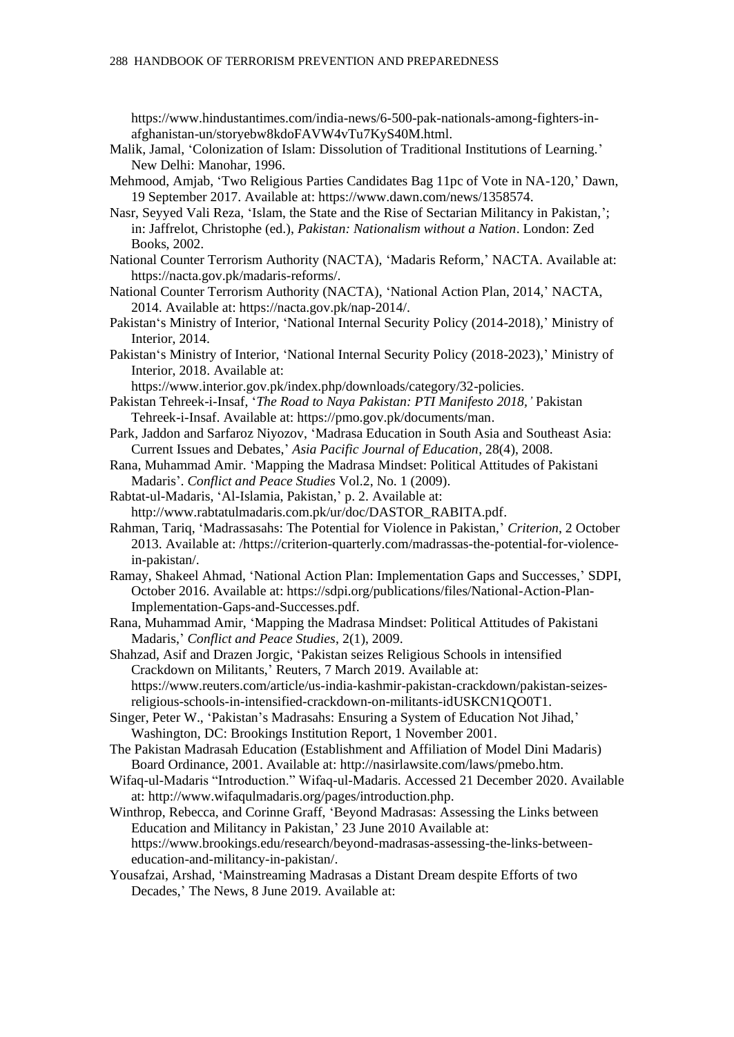https://www.hindustantimes.com/india-news/6-500-pak-nationals-among-fighters-in-afghanistan-un/storyebw8kdoFAVW4vTu7KyS40M.html.

Malik, Jamal, 'Colonization of Islam: Dissolution of Traditional Institutions of Learning.' New Delhi: Manohar, 1996.

Mehmood, Amjab, 'Two Religious Parties Candidates Bag 11pc of Vote in NA-120,' Dawn, 19 September 2017. Available at: https://www.dawn.com/news/1358574.

Nasr, Seyyed Vali Reza, 'Islam, the State and the Rise of Sectarian Militancy in Pakistan,'; in: Jaffrelot, Christophe (ed.), *Pakistan: Nationalism without a Nation*. London: Zed Books, 2002.

National Counter Terrorism Authority (NACTA), 'Madaris Reform,' NACTA. Available at: https://nacta.gov.pk/madaris-reforms/.

National Counter Terrorism Authority (NACTA), 'National Action Plan, 2014,' NACTA, 2014. Available at: https://nacta.gov.pk/nap-2014/.

Pakistan's Ministry of Interior, 'National Internal Security Policy (2014-2018),' Ministry of Interior, 2014.

Pakistan's Ministry of Interior, 'National Internal Security Policy (2018-2023),' Ministry of Interior, 2018. Available at: https://www.interior.gov.pk/index.php/downloads/category/32-policies.

Pakistan Tehreek-i-Insaf, '*The Road to Naya Pakistan: PTI Manifesto 2018,'* Pakistan Tehreek-i-Insaf. Available at: https://pmo.gov.pk/documents/man.

Park, Jaddon and Sarfaroz Niyozov, 'Madrasa Education in South Asia and Southeast Asia: Current Issues and Debates,' *Asia Pacific Journal of Education*, 28(4), 2008.

Rana, Muhammad Amir. 'Mapping the Madrasa Mindset: Political Attitudes of Pakistani Madaris'. *Conflict and Peace Studies* Vol.2, No. 1 (2009).

Rabtat-ul-Madaris, 'Al-Islamia, Pakistan,' p. 2. Available at: http://www.rabtatulmadaris.com.pk/ur/doc/DASTOR_RABITA.pdf.

Rahman, Tariq, 'Madrassasahs: The Potential for Violence in Pakistan,' *Criterion*, 2 October 2013. Available at: /https://criterion-quarterly.com/madrassas-the-potential-for-violence-in-pakistan/.

Ramay, Shakeel Ahmad, 'National Action Plan: Implementation Gaps and Successes,' SDPI, October 2016. Available at: https://sdpi.org/publications/files/National-Action-Plan-Implementation-Gaps-and-Successes.pdf.

Rana, Muhammad Amir, 'Mapping the Madrasa Mindset: Political Attitudes of Pakistani Madaris,' *Conflict and Peace Studies*, 2(1), 2009.

Shahzad, Asif and Drazen Jorgic, 'Pakistan seizes Religious Schools in intensified Crackdown on Militants,' Reuters, 7 March 2019. Available at: https://www.reuters.com/article/us-india-kashmir-pakistan-crackdown/pakistan-seizes-religious-schools-in-intensified-crackdown-on-militants-idUSKCN1QO0T1.

Singer, Peter W., 'Pakistan's Madrasahs: Ensuring a System of Education Not Jihad,' Washington, DC: Brookings Institution Report, 1 November 2001.

The Pakistan Madrasah Education (Establishment and Affiliation of Model Dini Madaris) Board Ordinance, 2001. Available at: http://nasirlawsite.com/laws/pmebo.htm.

Wifaq-ul-Madaris "Introduction." Wifaq-ul-Madaris. Accessed 21 December 2020. Available at: http://www.wifaqulmadaris.org/pages/introduction.php.

Winthrop, Rebecca, and Corinne Graff, 'Beyond Madrasas: Assessing the Links between Education and Militancy in Pakistan,' 23 June 2010 Available at: https://www.brookings.edu/research/beyond-madrasas-assessing-the-links-between-education-and-militancy-in-pakistan/.

Yousafzai, Arshad, 'Mainstreaming Madrasas a Distant Dream despite Efforts of two Decades,' The News, 8 June 2019. Available at: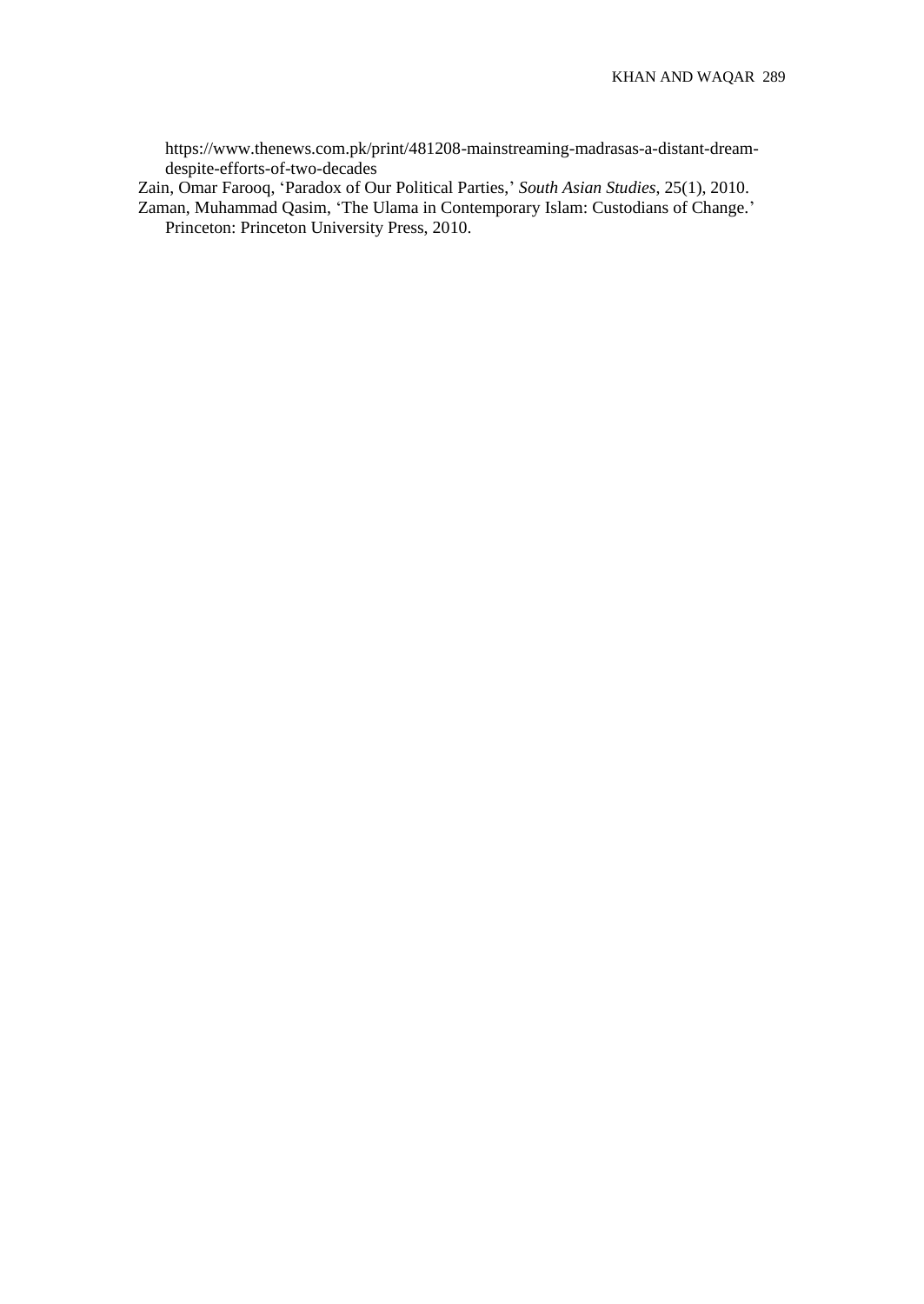https://www.thenews.com.pk/print/481208-mainstreaming-madrasas-a-distant-dream-despite-efforts-of-two-decades

Zain, Omar Farooq, 'Paradox of Our Political Parties,' *South Asian Studies*, 25(1), 2010.

Zaman, Muhammad Qasim, 'The Ulama in Contemporary Islam: Custodians of Change.' Princeton: Princeton University Press, 2010.